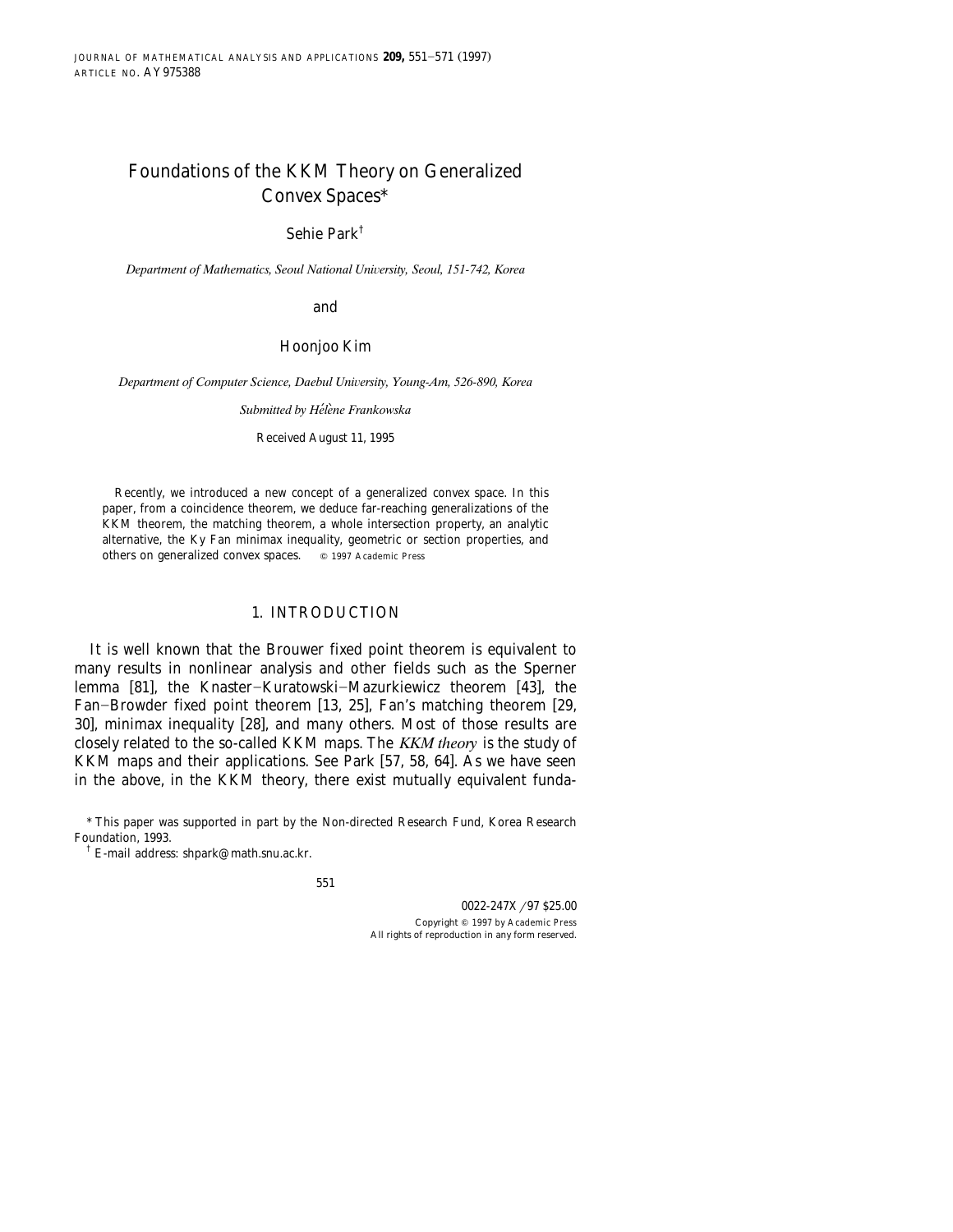# Foundations of the KKM Theory on Generalized Convex Spaces*

Sehie Park[†]

*Department of Mathematics, Seoul National University, Seoul, 151-742, Korea*

and

Hoonjoo Kim

*Department of Computer Science, Daebul University, Young-Am, 526-890, Korea*

*Submitted by Hélène Frankowska*

Received August 11, 1995

Recently, we introduced a new concept of a generalized convex space. In this paper, from a coincidence theorem, we deduce far-reaching generalizations of the KKM theorem, the matching theorem, a whole intersection property, an analytic alternative, the Ky Fan minimax inequality, geometric or section properties, and others on generalized convex spaces. © 1997 Academic Press

## 1. INTRODUCTION

It is well known that the Brouwer fixed point theorem is equivalent to many results in nonlinear analysis and other fields such as the Sperner lemma [81], the Knaster–Kuratowski–Mazurkiewicz theorem [43], the Fan–Browder fixed point theorem [13, 25], Fan's matching theorem [29, 30], minimax inequality [28], and many others. Most of those results are closely related to the so-called KKM maps. The *KKM theory* is the study of KKM maps and their applications. See Park [57, 58, 64]. As we have seen in the above, in the KKM theory, there exist mutually equivalent funda-

\* This paper was supported in part by the Non-directed Research Fund, Korea Research Foundation, 1993.

[†] E-mail address: shpark@math.snu.ac.kr.

0022-247X/97 $25.00
Copyright © 1997 by Academic Press
All rights of reproduction in any form reserved.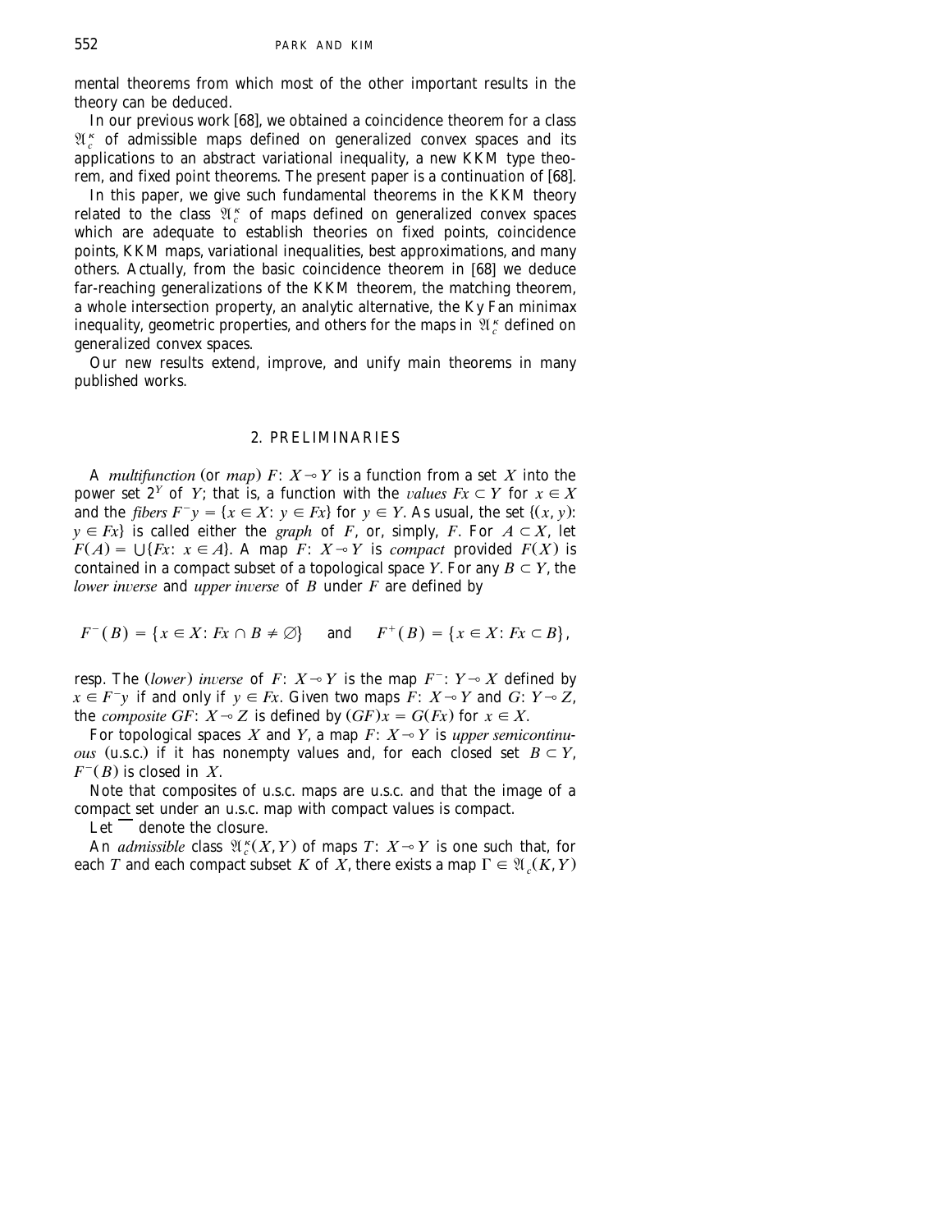mental theorems from which most of the other important results in the theory can be deduced.

In our previous work [68], we obtained a coincidence theorem for a class $\mathfrak{A}_c^\kappa$ of admissible maps defined on generalized convex spaces and its applications to an abstract variational inequality, a new KKM type theorem, and fixed point theorems. The present paper is a continuation of [68].

In this paper, we give such fundamental theorems in the KKM theory related to the class $\mathfrak{A}_c^\kappa$ of maps defined on generalized convex spaces which are adequate to establish theories on fixed points, coincidence points, KKM maps, variational inequalities, best approximations, and many others. Actually, from the basic coincidence theorem in [68] we deduce far-reaching generalizations of the KKM theorem, the matching theorem, a whole intersection property, an analytic alternative, the Ky Fan minimax inequality, geometric properties, and others for the maps in $\mathfrak{A}_c^\kappa$ defined on generalized convex spaces.

Our new results extend, improve, and unify main theorems in many published works.

## 2. PRELIMINARIES

A *multifunction* (or *map*) $F: X \multimap Y$ is a function from a set $X$ into the power set $2^Y$ of $Y$; that is, a function with the *values* $Fx \subset Y$ for $x \in X$ and the *fibers* $F^- y = \{x \in X: y \in Fx\}$ for $y \in Y$. As usual, the set $\{(x, y): y \in Fx\}$ is called either the *graph* of $F$, or, simply, $F$. For $A \subset X$, let $F(A) = \bigcup\{Fx: x \in A\}$. A map $F: X \multimap Y$ is *compact* provided $F(X)$ is contained in a compact subset of a topological space $Y$. For any $B \subset Y$, the *lower inverse* and *upper inverse* of $B$ under $F$ are defined by

$$F^-(B) = \{x \in X: Fx \cap B \neq \emptyset\} \quad \text{and} \quad F^+(B) = \{x \in X: Fx \subset B\},$$

resp. The (*lower*) *inverse* of $F: X \multimap Y$ is the map $F^-: Y \multimap X$ defined by $x \in F^- y$ if and only if $y \in Fx$. Given two maps $F: X \multimap Y$ and $G: Y \multimap Z$, the *composite* $GF: X \multimap Z$ is defined by $(GF)x = G(Fx)$ for $x \in X$.

For topological spaces $X$ and $Y$, a map $F: X \multimap Y$ is *upper semicontinuous* (u.s.c.) if it has nonempty values and, for each closed set $B \subset Y$, $F^-(B)$ is closed in $X$.

Note that composites of u.s.c. maps are u.s.c. and that the image of a compact set under an u.s.c. map with compact values is compact.

Let $\overline{\phantom{x}}$ denote the closure.

An *admissible* class $\mathfrak{A}_c^\kappa(X, Y)$ of maps $T: X \multimap Y$ is one such that, for each $T$ and each compact subset $K$ of $X$, there exists a map $\Gamma \in \mathfrak{A}_c(K, Y)$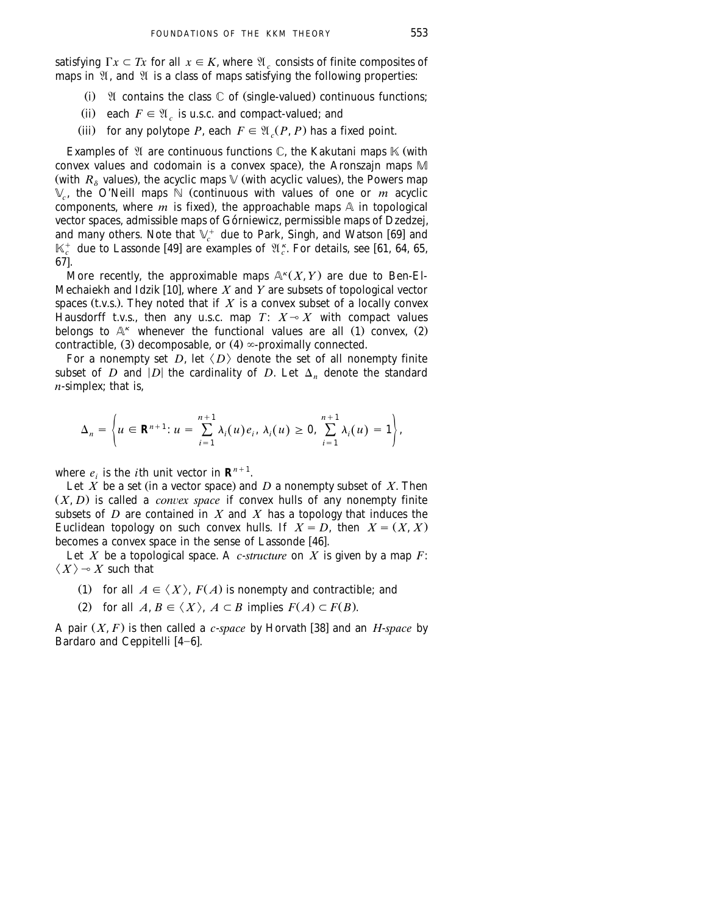satisfying $\Gamma x \subset Tx$ for all $x \in K$, where $\mathfrak{A}_c$ consists of finite composites of maps in $\mathfrak{A}$, and $\mathfrak{A}$ is a class of maps satisfying the following properties:

(i) $\mathfrak{A}$ contains the class $\mathbb{C}$ of (single-valued) continuous functions;

(ii) each $F \in \mathfrak{A}_c$ is u.s.c. and compact-valued; and

(iii) for any polytope $P$, each $F \in \mathfrak{A}_c(P, P)$ has a fixed point.

Examples of $\mathfrak{A}$ are continuous functions $\mathbb{C}$, the Kakutani maps $\mathbb{K}$ (with convex values and codomain is a convex space), the Aronszajn maps $\mathbb{M}$ (with $R_\delta$ values), the acyclic maps $\mathbb{V}$ (with acyclic values), the Powers map $\mathbb{V}_c$, the O'Neill maps $\mathbb{N}$ (continuous with values of one or $m$ acyclic components, where $m$ is fixed), the approachable maps $\mathbb{A}$ in topological vector spaces, admissible maps of Górniewicz, permissible maps of Dzedzej, and many others. Note that $\mathbb{V}_c^+$ due to Park, Singh, and Watson [69] and $\mathbb{K}_c^+$ due to Lassonde [49] are examples of $\mathfrak{A}_c^\kappa$. For details, see [61, 64, 65, 67].

More recently, the approximable maps $\mathbb{A}^\kappa(X, Y)$ are due to Ben-El-Mechaiekh and Idzik [10], where $X$ and $Y$ are subsets of topological vector spaces (t.v.s.). They noted that if $X$ is a convex subset of a locally convex Hausdorff t.v.s., then any u.s.c. map $T: X \multimap X$ with compact values belongs to $\mathbb{A}^\kappa$ whenever the functional values are all (1) convex, (2) contractible, (3) decomposable, or (4) $\infty$-proximally connected.

For a nonempty set $D$, let $\langle D \rangle$ denote the set of all nonempty finite subset of $D$ and $|D|$ the cardinality of $D$. Let $\Delta_n$ denote the standard $n$-simplex; that is,

$$\Delta_n = \left\{ u \in \mathbf{R}^{n+1} : u = \sum_{i=1}^{n+1} \lambda_i(u) e_i,\ \lambda_i(u) \geq 0,\ \sum_{i=1}^{n+1} \lambda_i(u) = 1 \right\},$$

where $e_i$ is the $i$th unit vector in $\mathbf{R}^{n+1}$.

Let $X$ be a set (in a vector space) and $D$ a nonempty subset of $X$. Then $(X, D)$ is called a *convex space* if convex hulls of any nonempty finite subsets of $D$ are contained in $X$ and $X$ has a topology that induces the Euclidean topology on such convex hulls. If $X = D$, then $X = (X, X)$ becomes a convex space in the sense of Lassonde [46].

Let $X$ be a topological space. A *c-structure* on $X$ is given by a map $F$: $\langle X \rangle \multimap X$ such that

(1) for all $A \in \langle X \rangle$, $F(A)$ is nonempty and contractible; and

(2) for all $A, B \in \langle X \rangle$, $A \subset B$ implies $F(A) \subset F(B)$.

A pair $(X, F)$ is then called a *c-space* by Horvath [38] and an *H-space* by Bardaro and Ceppitelli [4–6].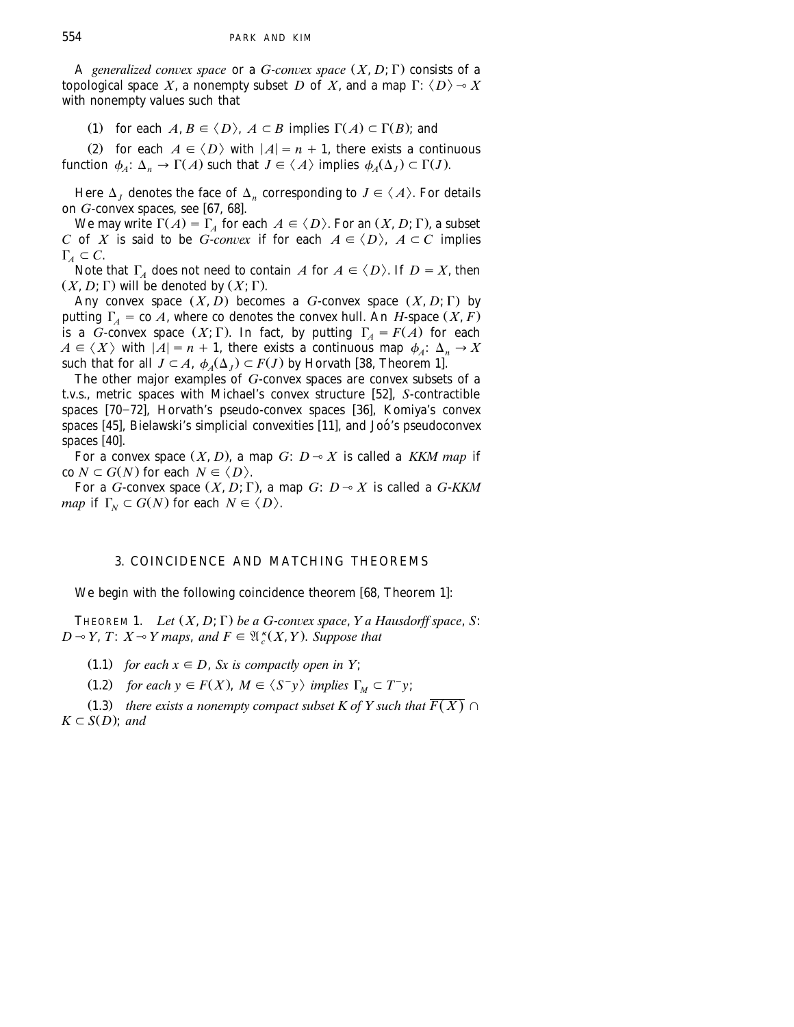A *generalized convex space* or a *G-convex space* $(X, D; \Gamma)$ consists of a topological space $X$, a nonempty subset $D$ of $X$, and a map $\Gamma: \langle D \rangle \multimap X$ with nonempty values such that

(1) for each $A, B \in \langle D \rangle$, $A \subset B$ implies $\Gamma(A) \subset \Gamma(B)$; and

(2) for each $A \in \langle D \rangle$ with $|A| = n + 1$, there exists a continuous function $\phi_A: \Delta_n \to \Gamma(A)$ such that $J \in \langle A \rangle$ implies $\phi_A(\Delta_J) \subset \Gamma(J)$.

Here $\Delta_J$ denotes the face of $\Delta_n$ corresponding to $J \in \langle A \rangle$. For details on $G$-convex spaces, see [67, 68].

We may write $\Gamma(A) = \Gamma_A$ for each $A \in \langle D \rangle$. For an $(X, D; \Gamma)$, a subset $C$ of $X$ is said to be *G-convex* if for each $A \in \langle D \rangle$, $A \subset C$ implies $\Gamma_A \subset C$.

Note that $\Gamma_A$ does not need to contain $A$ for $A \in \langle D \rangle$. If $D = X$, then $(X, D; \Gamma)$ will be denoted by $(X; \Gamma)$.

Any convex space $(X, D)$ becomes a $G$-convex space $(X, D; \Gamma)$ by putting $\Gamma_A = \text{co}\, A$, where co denotes the convex hull. An $H$-space $(X, F)$ is a $G$-convex space $(X; \Gamma)$. In fact, by putting $\Gamma_A = F(A)$ for each $A \in \langle X \rangle$ with $|A| = n + 1$, there exists a continuous map $\phi_A: \Delta_n \to X$ such that for all $J \subset A$, $\phi_A(\Delta_J) \subset F(J)$ by Horvath [38, Theorem 1].

The other major examples of $G$-convex spaces are convex subsets of a t.v.s., metric spaces with Michael's convex structure [52], $S$-contractible spaces [70–72], Horvath's pseudo-convex spaces [36], Komiya's convex spaces [45], Bielawski's simplicial convexities [11], and Joó's pseudoconvex spaces [40].

For a convex space $(X, D)$, a map $G: D \multimap X$ is called a *KKM map* if $\text{co}\, N \subset G(N)$ for each $N \in \langle D \rangle$.

For a $G$-convex space $(X, D; \Gamma)$, a map $G: D \multimap X$ is called a *G-KKM map* if $\Gamma_N \subset G(N)$ for each $N \in \langle D \rangle$.

## 3. COINCIDENCE AND MATCHING THEOREMS

We begin with the following coincidence theorem [68, Theorem 1]:

THEOREM 1. *Let $(X, D; \Gamma)$ be a G-convex space, Y a Hausdorff space, S: $D \multimap Y$, T: $X \multimap Y$ maps, and $F \in \mathfrak{A}_c^\kappa(X, Y)$. Suppose that*

(1.1) *for each $x \in D$, $Sx$ is compactly open in $Y$;*

(1.2) *for each $y \in F(X)$, $M \in \langle S^- y \rangle$ implies $\Gamma_M \subset T^- y$;*

(1.3) *there exists a nonempty compact subset K of Y such that $\overline{F(X)} \cap K \subset S(D)$; and*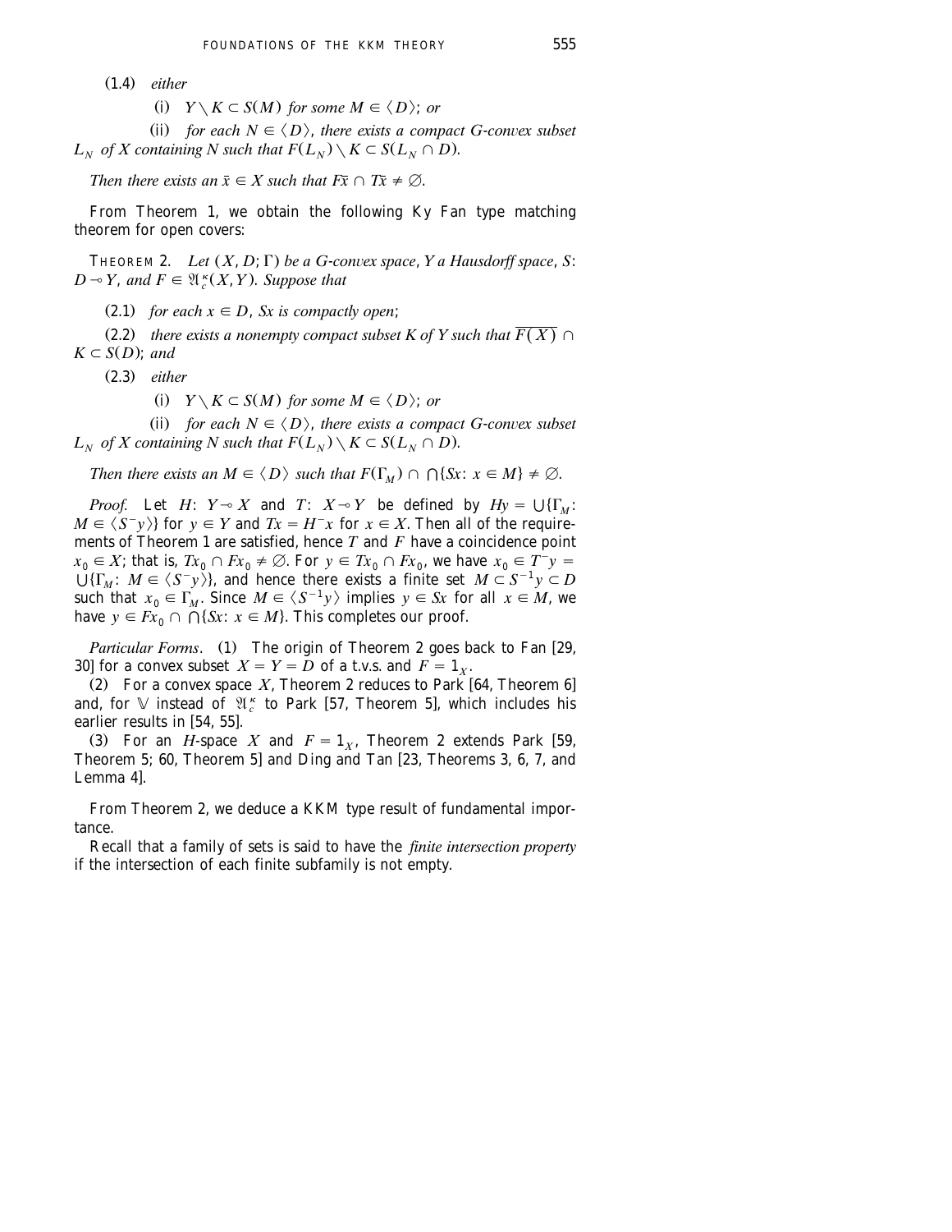(1.4) *either*

(i) $Y \setminus K \subset S(M)$ *for some* $M \in \langle D \rangle$; *or*

(ii) *for each* $N \in \langle D \rangle$, *there exists a compact G-convex subset* $L_N$ *of* $X$ *containing* $N$ *such that* $F(L_N) \setminus K \subset S(L_N \cap D)$.

*Then there exists an* $\bar{x} \in X$ *such that* $F\bar{x} \cap T\bar{x} \neq \emptyset$.

From Theorem 1, we obtain the following Ky Fan type matching theorem for open covers:

THEOREM 2. *Let* $(X, D; \Gamma)$ *be a G-convex space*, $Y$ *a Hausdorff space*, $S$: $D \multimap Y$, *and* $F \in \mathfrak{A}_c^{\kappa}(X, Y)$. *Suppose that*

(2.1) *for each* $x \in D$, $Sx$ *is compactly open*;

(2.2) *there exists a nonempty compact subset* $K$ *of* $Y$ *such that* $\overline{F(X)} \cap K \subset S(D)$; *and*

(2.3) *either*

(i) $Y \setminus K \subset S(M)$ *for some* $M \in \langle D \rangle$; *or*

(ii) *for each* $N \in \langle D \rangle$, *there exists a compact G-convex subset* $L_N$ *of* $X$ *containing* $N$ *such that* $F(L_N) \setminus K \subset S(L_N \cap D)$.

*Then there exists an* $M \in \langle D \rangle$ *such that* $F(\Gamma_M) \cap \bigcap\{Sx \colon x \in M\} \neq \emptyset$.

*Proof.* Let $H$: $Y \multimap X$ and $T$: $X \multimap Y$ be defined by $Hy = \bigcup\{\Gamma_M \colon M \in \langle S^- y \rangle\}$ for $y \in Y$ and $Tx = H^- x$ for $x \in X$. Then all of the requirements of Theorem 1 are satisfied, hence $T$ and $F$ have a coincidence point $x_0 \in X$; that is, $Tx_0 \cap Fx_0 \neq \emptyset$. For $y \in Tx_0 \cap Fx_0$, we have $x_0 \in T^- y = \bigcup\{\Gamma_M \colon M \in \langle S^- y \rangle\}$, and hence there exists a finite set $M \subset S^{-1} y \subset D$ such that $x_0 \in \Gamma_M$. Since $M \in \langle S^{-1} y \rangle$ implies $y \in Sx$ for all $x \in M$, we have $y \in Fx_0 \cap \bigcap\{Sx \colon x \in M\}$. This completes our proof.

*Particular Forms*. (1) The origin of Theorem 2 goes back to Fan [29, 30] for a convex subset $X = Y = D$ of a t.v.s. and $F = 1_X$.

(2) For a convex space $X$, Theorem 2 reduces to Park [64, Theorem 6] and, for $\mathbb{V}$ instead of $\mathfrak{A}_c^{\kappa}$ to Park [57, Theorem 5], which includes his earlier results in [54, 55].

(3) For an $H$-space $X$ and $F = 1_X$, Theorem 2 extends Park [59, Theorem 5; 60, Theorem 5] and Ding and Tan [23, Theorems 3, 6, 7, and Lemma 4].

From Theorem 2, we deduce a KKM type result of fundamental importance.

Recall that a family of sets is said to have the *finite intersection property* if the intersection of each finite subfamily is not empty.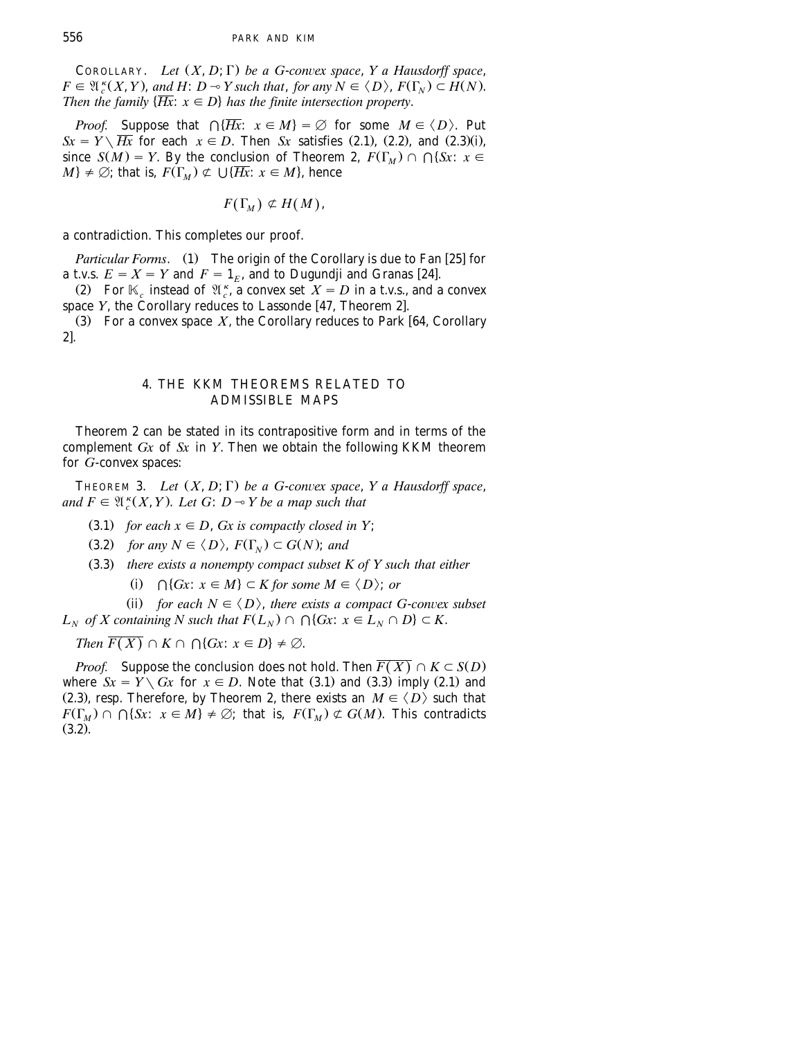COROLLARY. *Let $(X, D; \Gamma)$ be a G-convex space, Y a Hausdorff space, $F \in \mathfrak{A}_c^\kappa(X,Y)$, and $H\colon D \multimap Y$ such that, for any $N \in \langle D \rangle$, $F(\Gamma_N) \subset H(N)$. Then the family $\{\overline{Hx}\colon x \in D\}$ has the finite intersection property.*

*Proof.* Suppose that $\bigcap\{\overline{Hx}\colon x \in M\} = \emptyset$ for some $M \in \langle D \rangle$. Put $Sx = Y \setminus \overline{Hx}$ for each $x \in D$. Then $Sx$ satisfies (2.1), (2.2), and (2.3)(i), since $S(M) = Y$. By the conclusion of Theorem 2, $F(\Gamma_M) \cap \bigcap\{Sx\colon x \in M\} \neq \emptyset$; that is, $F(\Gamma_M) \not\subset \bigcup\{\overline{Hx}\colon x \in M\}$, hence

$$F(\Gamma_M) \not\subset H(M),$$

a contradiction. This completes our proof.

*Particular Forms.* (1) The origin of the Corollary is due to Fan [25] for a t.v.s. $E = X = Y$ and $F = 1_E$, and to Dugundji and Granas [24].

(2) For $\mathbb{K}_c$ instead of $\mathfrak{A}_c^\kappa$, a convex set $X = D$ in a t.v.s., and a convex space $Y$, the Corollary reduces to Lassonde [47, Theorem 2].

(3) For a convex space $X$, the Corollary reduces to Park [64, Corollary 2].

## 4. THE KKM THEOREMS RELATED TO ADMISSIBLE MAPS

Theorem 2 can be stated in its contrapositive form and in terms of the complement $Gx$ of $Sx$ in $Y$. Then we obtain the following KKM theorem for $G$-convex spaces:

THEOREM 3. *Let $(X, D; \Gamma)$ be a G-convex space, Y a Hausdorff space, and $F \in \mathfrak{A}_c^\kappa(X,Y)$. Let $G\colon D \multimap Y$ be a map such that*

(3.1) *for each $x \in D$, $Gx$ is compactly closed in $Y$;*

(3.2) *for any $N \in \langle D \rangle$, $F(\Gamma_N) \subset G(N)$; and*

(3.3) *there exists a nonempty compact subset K of Y such that either*

(i) *$\bigcap\{Gx\colon x \in M\} \subset K$ for some $M \in \langle D \rangle$; or*

(ii) *for each $N \in \langle D \rangle$, there exists a compact G-convex subset $L_N$ of X containing N such that $F(L_N) \cap \bigcap\{Gx\colon x \in L_N \cap D\} \subset K$.*

*Then $\overline{F(X)} \cap K \cap \bigcap\{Gx\colon x \in D\} \neq \emptyset$.*

*Proof.* Suppose the conclusion does not hold. Then $\overline{F(X)} \cap K \subset S(D)$ where $Sx = Y \setminus Gx$ for $x \in D$. Note that (3.1) and (3.3) imply (2.1) and (2.3), resp. Therefore, by Theorem 2, there exists an $M \in \langle D \rangle$ such that $F(\Gamma_M) \cap \bigcap\{Sx\colon x \in M\} \neq \emptyset$; that is, $F(\Gamma_M) \not\subset G(M)$. This contradicts (3.2).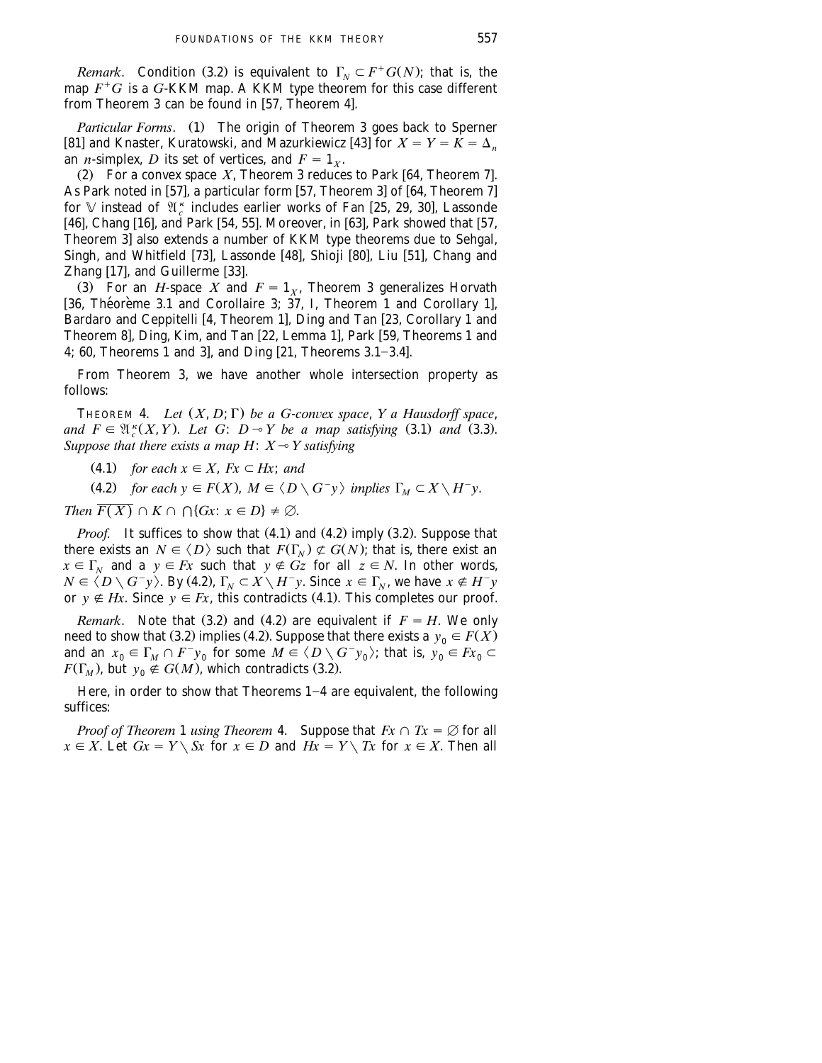*Remark*. Condition (3.2) is equivalent to $\Gamma_N \subset F^+G(N)$; that is, the map $F^+G$ is a $G$-KKM map. A KKM type theorem for this case different from Theorem 3 can be found in [57, Theorem 4].

*Particular Forms*. (1) The origin of Theorem 3 goes back to Sperner [81] and Knaster, Kuratowski, and Mazurkiewicz [43] for $X = Y = K = \Delta_n$ an $n$-simplex, $D$ its set of vertices, and $F = 1_X$.

(2) For a convex space $X$, Theorem 3 reduces to Park [64, Theorem 7]. As Park noted in [57], a particular form [57, Theorem 3] of [64, Theorem 7] for $\mathbb{V}$ instead of $\mathfrak{A}_c^\kappa$ includes earlier works of Fan [25, 29, 30], Lassonde [46], Chang [16], and Park [54, 55]. Moreover, in [63], Park showed that [57, Theorem 3] also extends a number of KKM type theorems due to Sehgal, Singh, and Whitfield [73], Lassonde [48], Shioji [80], Liu [51], Chang and Zhang [17], and Guillerme [33].

(3) For an $H$-space $X$ and $F = 1_X$, Theorem 3 generalizes Horvath [36, Théorème 3.1 and Corollaire 3; 37, I, Theorem 1 and Corollary 1], Bardaro and Ceppitelli [4, Theorem 1], Ding and Tan [23, Corollary 1 and Theorem 8], Ding, Kim, and Tan [22, Lemma 1], Park [59, Theorems 1 and 4; 60, Theorems 1 and 3], and Ding [21, Theorems 3.1–3.4].

From Theorem 3, we have another whole intersection property as follows:

THEOREM 4. *Let $(X, D; \Gamma)$ be a $G$-convex space, $Y$ a Hausdorff space, and $F \in \mathfrak{A}_c^\kappa(X, Y)$. Let $G\colon D \multimap Y$ be a map satisfying* (3.1) *and* (3.3). *Suppose that there exists a map $H\colon X \multimap Y$ satisfying*

(4.1) *for each $x \in X$, $Fx \subset Hx$; and*

(4.2) *for each $y \in F(X)$, $M \in \langle D \setminus G^-y \rangle$ implies $\Gamma_M \subset X \setminus H^-y$.*

*Then* $\overline{F(X)} \cap K \cap \bigcap\{Gx\colon x \in D\} \neq \varnothing$.

*Proof.* It suffices to show that (4.1) and (4.2) imply (3.2). Suppose that there exists an $N \in \langle D \rangle$ such that $F(\Gamma_N) \not\subset G(N)$; that is, there exist an $x \in \Gamma_N$ and a $y \in Fx$ such that $y \notin Gz$ for all $z \in N$. In other words, $N \in \langle D \setminus G^-y \rangle$. By (4.2), $\Gamma_N \subset X \setminus H^-y$. Since $x \in \Gamma_N$, we have $x \notin H^-y$ or $y \notin Hx$. Since $y \in Fx$, this contradicts (4.1). This completes our proof.

*Remark*. Note that (3.2) and (4.2) are equivalent if $F = H$. We only need to show that (3.2) implies (4.2). Suppose that there exists a $y_0 \in F(X)$ and an $x_0 \in \Gamma_M \cap F^-y_0$ for some $M \in \langle D \setminus G^-y_0 \rangle$; that is, $y_0 \in Fx_0 \subset F(\Gamma_M)$, but $y_0 \notin G(M)$, which contradicts (3.2).

Here, in order to show that Theorems 1–4 are equivalent, the following suffices:

*Proof of Theorem 1 using Theorem 4.* Suppose that $Fx \cap Tx = \varnothing$ for all $x \in X$. Let $Gx = Y \setminus Sx$ for $x \in D$ and $Hx = Y \setminus Tx$ for $x \in X$. Then all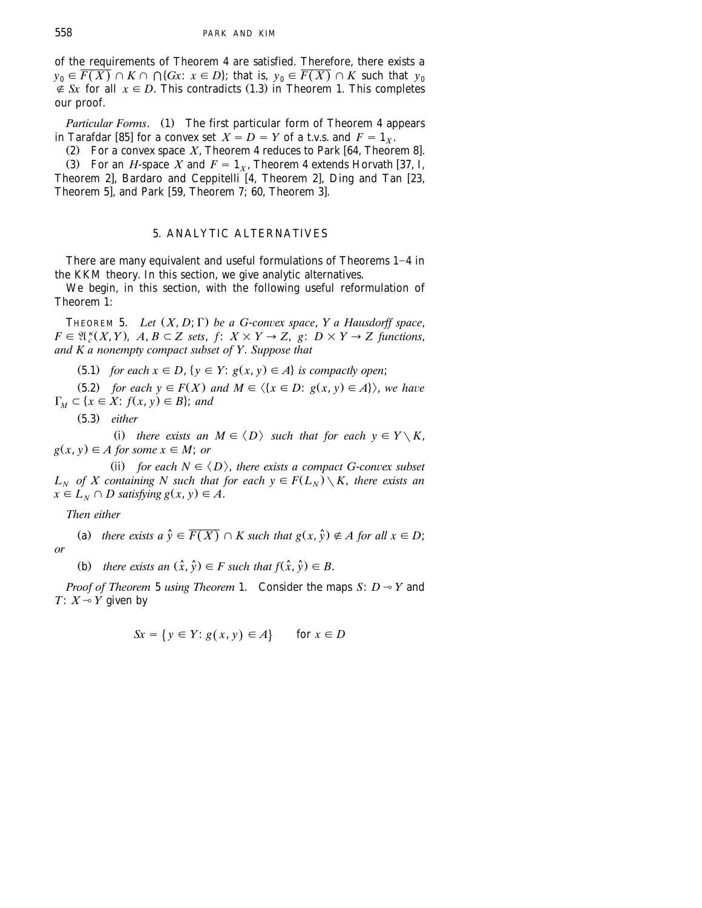of the requirements of Theorem 4 are satisfied. Therefore, there exists a $y_0 \in \overline{F(X)} \cap K \cap \bigcap\{Gx: x \in D\}$; that is, $y_0 \in \overline{F(X)} \cap K$ such that $y_0 \notin Sx$ for all $x \in D$. This contradicts (1.3) in Theorem 1. This completes our proof.

*Particular Forms*. (1) The first particular form of Theorem 4 appears in Tarafdar [85] for a convex set $X = D = Y$ of a t.v.s. and $F = 1_X$.

(2) For a convex space $X$, Theorem 4 reduces to Park [64, Theorem 8].

(3) For an $H$-space $X$ and $F = 1_X$, Theorem 4 extends Horvath [37, I, Theorem 2], Bardaro and Ceppitelli [4, Theorem 2], Ding and Tan [23, Theorem 5], and Park [59, Theorem 7; 60, Theorem 3].

## 5. ANALYTIC ALTERNATIVES

There are many equivalent and useful formulations of Theorems 1–4 in the KKM theory. In this section, we give analytic alternatives.

We begin, in this section, with the following useful reformulation of Theorem 1:

THEOREM 5. *Let $(X, D; \Gamma)$ be a G-convex space, $Y$ a Hausdorff space, $F \in \mathfrak{A}_c^\kappa(X, Y)$, $A, B \subset Z$ sets, $f$: $X \times Y \to Z$, $g$: $D \times Y \to Z$ functions, and $K$ a nonempty compact subset of $Y$. Suppose that*

(5.1) *for each $x \in D$, $\{y \in Y: g(x, y) \in A\}$ is compactly open*;

(5.2) *for each $y \in F(X)$ and $M \in \langle\{x \in D: g(x, y) \in A\}\rangle$, we have $\Gamma_M \subset \{x \in X: f(x, y) \in B\}$; and*

(5.3) *either*

(i) *there exists an $M \in \langle D \rangle$ such that for each $y \in Y \setminus K$, $g(x, y) \in A$ for some $x \in M$; or*

(ii) *for each $N \in \langle D \rangle$, there exists a compact G-convex subset $L_N$ of $X$ containing $N$ such that for each $y \in F(L_N) \setminus K$, there exists an $x \in L_N \cap D$ satisfying $g(x, y) \in A$.*

*Then either*

(a) *there exists a $\hat{y} \in \overline{F(X)} \cap K$ such that $g(x, \hat{y}) \notin A$ for all $x \in D$; or*

(b) *there exists an $(\hat{x}, \hat{y}) \in F$ such that $f(\hat{x}, \hat{y}) \in B$.*

*Proof of Theorem 5 using Theorem 1.* Consider the maps $S$: $D \multimap Y$ and $T$: $X \multimap Y$ given by

$$Sx = \{y \in Y: g(x, y) \in A\} \qquad \text{for } x \in D$$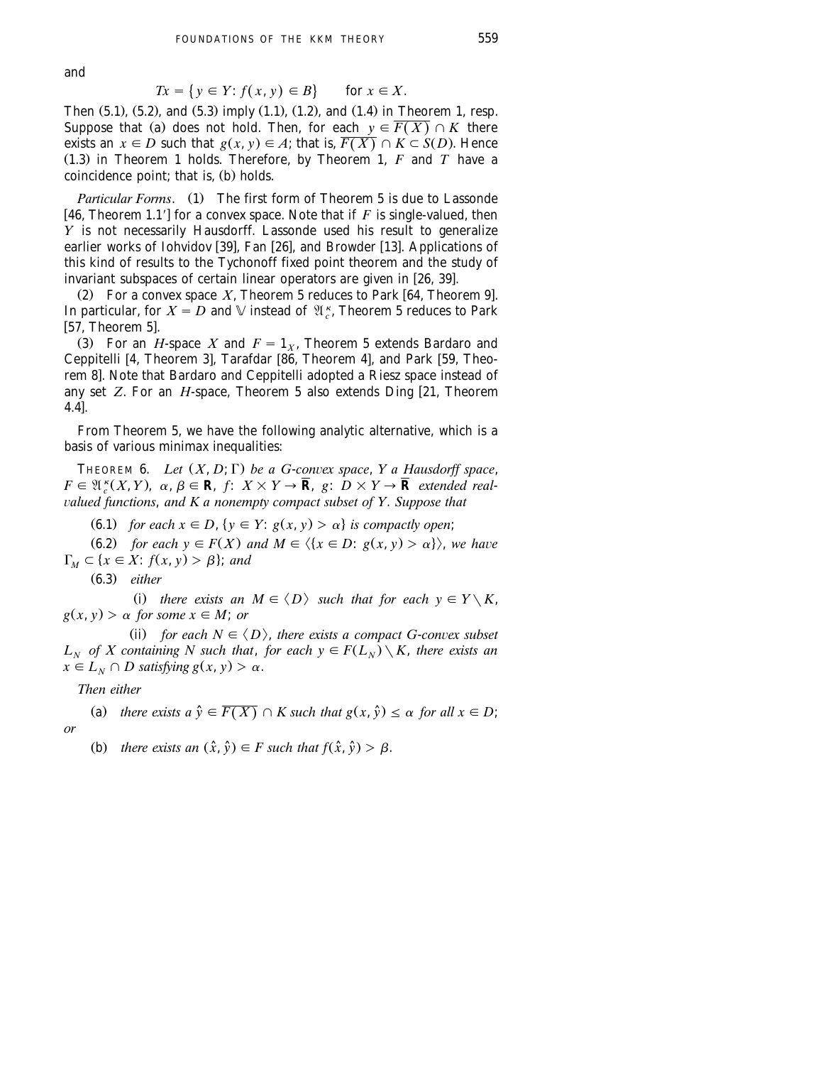and

$$Tx = \{y \in Y: f(x, y) \in B\} \qquad \text{for } x \in X.$$

Then (5.1), (5.2), and (5.3) imply (1.1), (1.2), and (1.4) in Theorem 1, resp. Suppose that (a) does not hold. Then, for each $y \in \overline{F(X)} \cap K$ there exists an $x \in D$ such that $g(x, y) \in A$; that is, $\overline{F(X)} \cap K \subset S(D)$. Hence (1.3) in Theorem 1 holds. Therefore, by Theorem 1, $F$ and $T$ have a coincidence point; that is, (b) holds.

*Particular Forms*. (1) The first form of Theorem 5 is due to Lassonde [46, Theorem 1.1′] for a convex space. Note that if $F$ is single-valued, then $Y$ is not necessarily Hausdorff. Lassonde used his result to generalize earlier works of Iohvidov [39], Fan [26], and Browder [13]. Applications of this kind of results to the Tychonoff fixed point theorem and the study of invariant subspaces of certain linear operators are given in [26, 39].

(2) For a convex space $X$, Theorem 5 reduces to Park [64, Theorem 9]. In particular, for $X = D$ and $\mathbb{V}$ instead of $\mathfrak{A}_c^{\kappa}$, Theorem 5 reduces to Park [57, Theorem 5].

(3) For an $H$-space $X$ and $F = 1_X$, Theorem 5 extends Bardaro and Ceppitelli [4, Theorem 3], Tarafdar [86, Theorem 4], and Park [59, Theorem 8]. Note that Bardaro and Ceppitelli adopted a Riesz space instead of any set $Z$. For an $H$-space, Theorem 5 also extends Ding [21, Theorem 4.4].

From Theorem 5, we have the following analytic alternative, which is a basis of various minimax inequalities:

THEOREM 6. *Let $(X, D; \Gamma)$ be a G-convex space, $Y$ a Hausdorff space, $F \in \mathfrak{A}_c^{\kappa}(X, Y)$, $\alpha, \beta \in \mathbf{R}$, $f: X \times Y \to \overline{\mathbf{R}}$, $g: D \times Y \to \overline{\mathbf{R}}$ extended real-valued functions, and $K$ a nonempty compact subset of $Y$. Suppose that*

(6.1) *for each $x \in D$, $\{y \in Y: g(x, y) > \alpha\}$ is compactly open*;

(6.2) *for each $y \in F(X)$ and $M \in \langle\{x \in D: g(x, y) > \alpha\}\rangle$, we have $\Gamma_M \subset \{x \in X: f(x, y) > \beta\}$; and*

(6.3) *either*

(i) *there exists an $M \in \langle D\rangle$ such that for each $y \in Y \setminus K$, $g(x, y) > \alpha$ for some $x \in M$; or*

(ii) *for each $N \in \langle D\rangle$, there exists a compact G-convex subset $L_N$ of $X$ containing $N$ such that, for each $y \in F(L_N) \setminus K$, there exists an $x \in L_N \cap D$ satisfying $g(x, y) > \alpha$.*

*Then either*

(a) *there exists a $\hat{y} \in \overline{F(X)} \cap K$ such that $g(x, \hat{y}) \leq \alpha$ for all $x \in D$; or*

(b) *there exists an $(\hat{x}, \hat{y}) \in F$ such that $f(\hat{x}, \hat{y}) > \beta$.*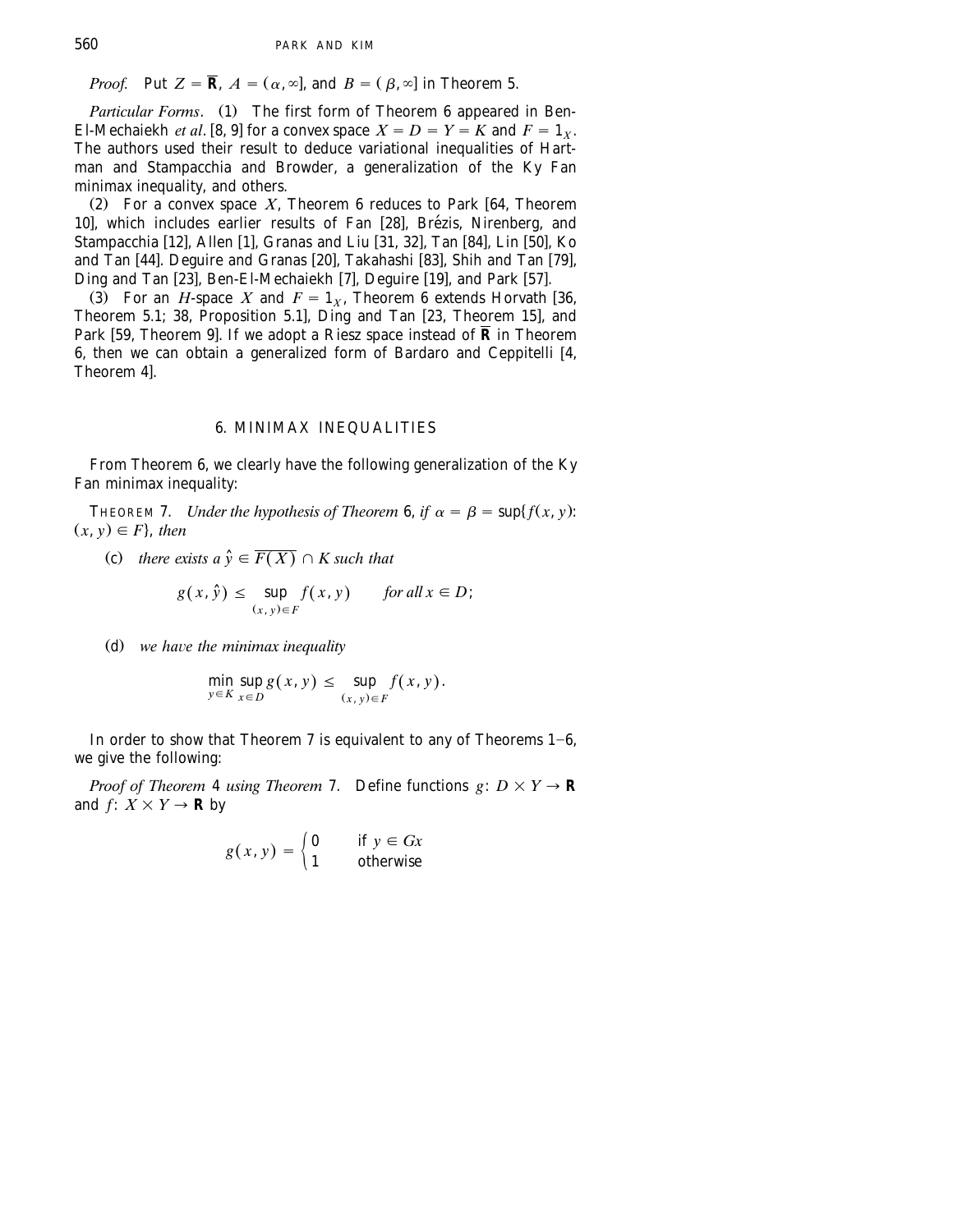*Proof.* Put $Z = \overline{\mathbf{R}}$, $A = (\alpha, \infty]$, and $B = (\beta, \infty]$ in Theorem 5.

*Particular Forms*. (1) The first form of Theorem 6 appeared in Ben-El-Mechaiekh *et al*. [8, 9] for a convex space $X = D = Y = K$ and $F = 1_X$. The authors used their result to deduce variational inequalities of Hartman and Stampacchia and Browder, a generalization of the Ky Fan minimax inequality, and others.

(2) For a convex space $X$, Theorem 6 reduces to Park [64, Theorem 10], which includes earlier results of Fan [28], Brézis, Nirenberg, and Stampacchia [12], Allen [1], Granas and Liu [31, 32], Tan [84], Lin [50], Ko and Tan [44]. Deguire and Granas [20], Takahashi [83], Shih and Tan [79], Ding and Tan [23], Ben-El-Mechaiekh [7], Deguire [19], and Park [57].

(3) For an $H$-space $X$ and $F = 1_X$, Theorem 6 extends Horvath [36, Theorem 5.1; 38, Proposition 5.1], Ding and Tan [23, Theorem 15], and Park [59, Theorem 9]. If we adopt a Riesz space instead of $\overline{\mathbf{R}}$ in Theorem 6, then we can obtain a generalized form of Bardaro and Ceppitelli [4, Theorem 4].

## 6. MINIMAX INEQUALITIES

From Theorem 6, we clearly have the following generalization of the Ky Fan minimax inequality:

THEOREM 7. *Under the hypothesis of Theorem 6, if $\alpha = \beta = \sup\{f(x, y)$: $(x, y) \in F\}$, then*

(c) *there exists a $\hat{y} \in \overline{F(X)} \cap K$ such that*

$$g(x, \hat{y}) \leq \sup_{(x, y) \in F} f(x, y) \qquad \text{for all } x \in D;$$

(d) *we have the minimax inequality*

$$\min_{y \in K} \sup_{x \in D} g(x, y) \leq \sup_{(x, y) \in F} f(x, y).$$

In order to show that Theorem 7 is equivalent to any of Theorems 1–6, we give the following:

*Proof of Theorem 4 using Theorem 7.* Define functions $g: D \times Y \to \mathbf{R}$ and $f: X \times Y \to \mathbf{R}$ by

$$g(x, y) = \begin{cases} 0 & \text{if } y \in Gx \\ 1 & \text{otherwise} \end{cases}$$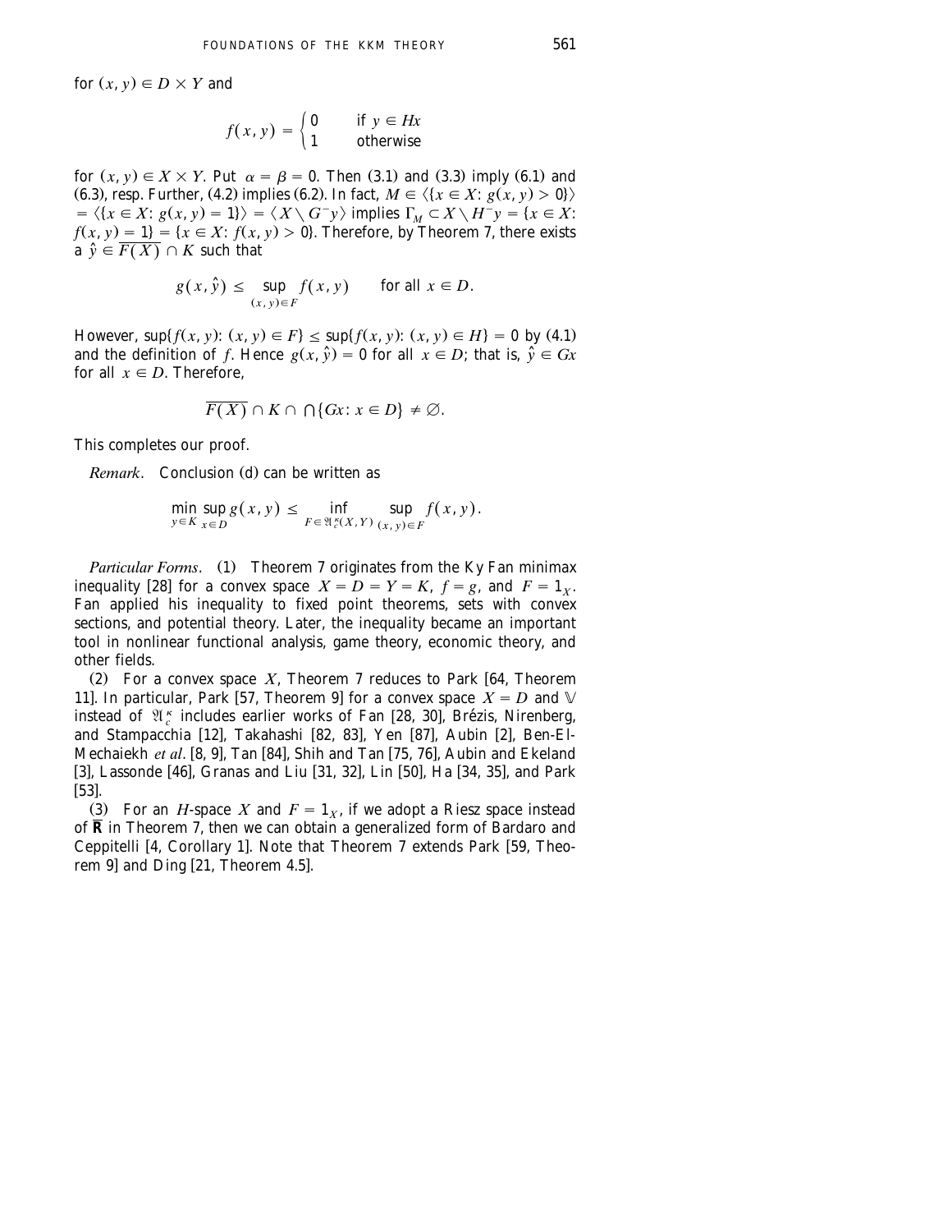for $(x, y) \in D \times Y$ and

$$f(x, y) = \begin{cases} 0 & \text{if } y \in Hx \\ 1 & \text{otherwise} \end{cases}$$

for $(x, y) \in X \times Y$. Put $\alpha = \beta = 0$. Then (3.1) and (3.3) imply (6.1) and (6.3), resp. Further, (4.2) implies (6.2). In fact, $M \in \langle \{x \in X: g(x, y) > 0\} \rangle = \langle \{x \in X: g(x, y) = 1\} \rangle = \langle X \setminus G^{-}y \rangle$ implies $\Gamma_M \subset X \setminus H^{-}y = \{x \in X: f(x, y) = 1\} = \{x \in X: f(x, y) > 0\}$. Therefore, by Theorem 7, there exists a $\hat{y} \in \overline{F(X)} \cap K$ such that

$$g(x, \hat{y}) \leq \sup_{(x, y) \in F} f(x, y) \qquad \text{for all } x \in D.$$

However, $\sup\{f(x, y): (x, y) \in F\} \leq \sup\{f(x, y): (x, y) \in H\} = 0$ by (4.1) and the definition of $f$. Hence $g(x, \hat{y}) = 0$ for all $x \in D$; that is, $\hat{y} \in Gx$ for all $x \in D$. Therefore,

$$\overline{F(X)} \cap K \cap \bigcap \{Gx: x \in D\} \neq \varnothing.$$

This completes our proof.

*Remark*. Conclusion (d) can be written as

$$\min_{y \in K} \sup_{x \in D} g(x, y) \leq \inf_{F \in \mathfrak{A}_c^{\kappa}(X, Y)} \sup_{(x, y) \in F} f(x, y).$$

*Particular Forms*. (1) Theorem 7 originates from the Ky Fan minimax inequality [28] for a convex space $X = D = Y = K$, $f = g$, and $F = 1_X$. Fan applied his inequality to fixed point theorems, sets with convex sections, and potential theory. Later, the inequality became an important tool in nonlinear functional analysis, game theory, economic theory, and other fields.

(2) For a convex space $X$, Theorem 7 reduces to Park [64, Theorem 11]. In particular, Park [57, Theorem 9] for a convex space $X = D$ and $\mathbb{V}$ instead of $\mathfrak{A}_c^{\kappa}$ includes earlier works of Fan [28, 30], Brézis, Nirenberg, and Stampacchia [12], Takahashi [82, 83], Yen [87], Aubin [2], Ben-El-Mechaiekh *et al*. [8, 9], Tan [84], Shih and Tan [75, 76], Aubin and Ekeland [3], Lassonde [46], Granas and Liu [31, 32], Lin [50], Ha [34, 35], and Park [53].

(3) For an $H$-space $X$ and $F = 1_X$, if we adopt a Riesz space instead of $\overline{\mathbf{R}}$ in Theorem 7, then we can obtain a generalized form of Bardaro and Ceppitelli [4, Corollary 1]. Note that Theorem 7 extends Park [59, Theorem 9] and Ding [21, Theorem 4.5].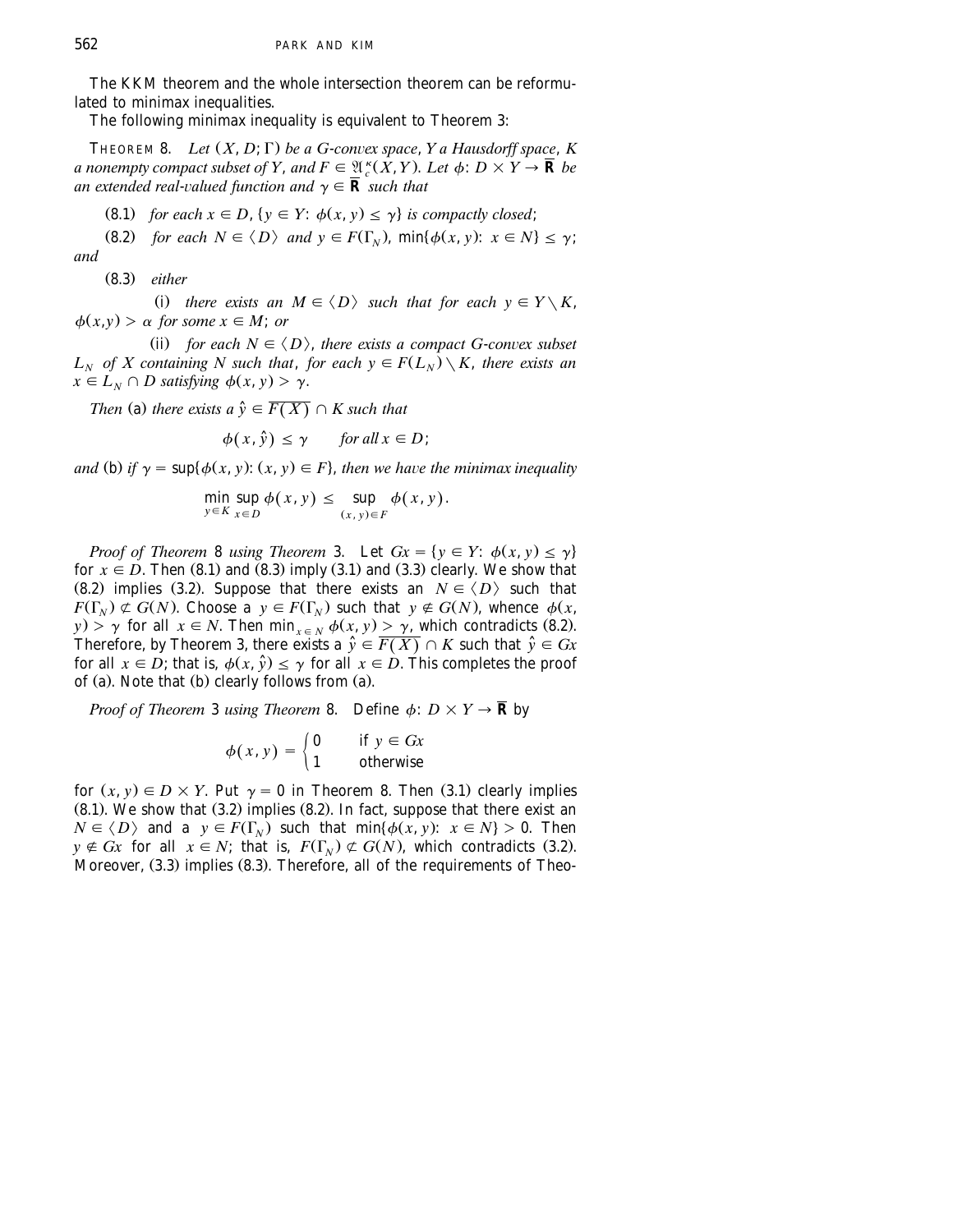The KKM theorem and the whole intersection theorem can be reformulated to minimax inequalities.

The following minimax inequality is equivalent to Theorem 3:

THEOREM 8. *Let $(X, D; \Gamma)$ be a G-convex space, $Y$ a Hausdorff space, $K$ a nonempty compact subset of $Y$, and $F \in \mathfrak{A}_c^{\kappa}(X, Y)$. Let $\phi: D \times Y \to \overline{\mathbf{R}}$ be an extended real-valued function and $\gamma \in \overline{\mathbf{R}}$ such that*

(8.1) *for each $x \in D$, $\{y \in Y: \phi(x, y) \leq \gamma\}$ is compactly closed;*

(8.2) *for each $N \in \langle D \rangle$ and $y \in F(\Gamma_N)$, $\min\{\phi(x, y): x \in N\} \leq \gamma$; and*

(8.3) *either*

(i) *there exists an $M \in \langle D \rangle$ such that for each $y \in Y \setminus K$, $\phi(x,y) > \alpha$ for some $x \in M$; or*

(ii) *for each $N \in \langle D \rangle$, there exists a compact G-convex subset $L_N$ of $X$ containing $N$ such that, for each $y \in F(L_N) \setminus K$, there exists an $x \in L_N \cap D$ satisfying $\phi(x, y) > \gamma$.*

*Then* (a) *there exists a $\hat{y} \in \overline{F(X)} \cap K$ such that*

$$\phi(x, \hat{y}) \leq \gamma \qquad \text{for all } x \in D;$$

*and* (b) *if $\gamma = \sup\{\phi(x, y): (x, y) \in F\}$, then we have the minimax inequality*

$$\min_{y \in K} \sup_{x \in D} \phi(x, y) \leq \sup_{(x, y) \in F} \phi(x, y).$$

*Proof of Theorem 8 using Theorem 3.* Let $Gx = \{y \in Y: \phi(x, y) \leq \gamma\}$ for $x \in D$. Then (8.1) and (8.3) imply (3.1) and (3.3) clearly. We show that (8.2) implies (3.2). Suppose that there exists an $N \in \langle D \rangle$ such that $F(\Gamma_N) \not\subset G(N)$. Choose a $y \in F(\Gamma_N)$ such that $y \notin G(N)$, whence $\phi(x, y) > \gamma$ for all $x \in N$. Then $\min_{x \in N} \phi(x, y) > \gamma$, which contradicts (8.2). Therefore, by Theorem 3, there exists a $\hat{y} \in \overline{F(X)} \cap K$ such that $\hat{y} \in Gx$ for all $x \in D$; that is, $\phi(x, \hat{y}) \leq \gamma$ for all $x \in D$. This completes the proof of (a). Note that (b) clearly follows from (a).

*Proof of Theorem 3 using Theorem 8.* Define $\phi: D \times Y \to \overline{\mathbf{R}}$ by

$$\phi(x, y) = \begin{cases} 0 & \text{if } y \in Gx \\ 1 & \text{otherwise} \end{cases}$$

for $(x, y) \in D \times Y$. Put $\gamma = 0$ in Theorem 8. Then (3.1) clearly implies (8.1). We show that (3.2) implies (8.2). In fact, suppose that there exist an $N \in \langle D \rangle$ and a $y \in F(\Gamma_N)$ such that $\min\{\phi(x, y): x \in N\} > 0$. Then $y \notin Gx$ for all $x \in N$; that is, $F(\Gamma_N) \not\subset G(N)$, which contradicts (3.2). Moreover, (3.3) implies (8.3). Therefore, all of the requirements of Theo-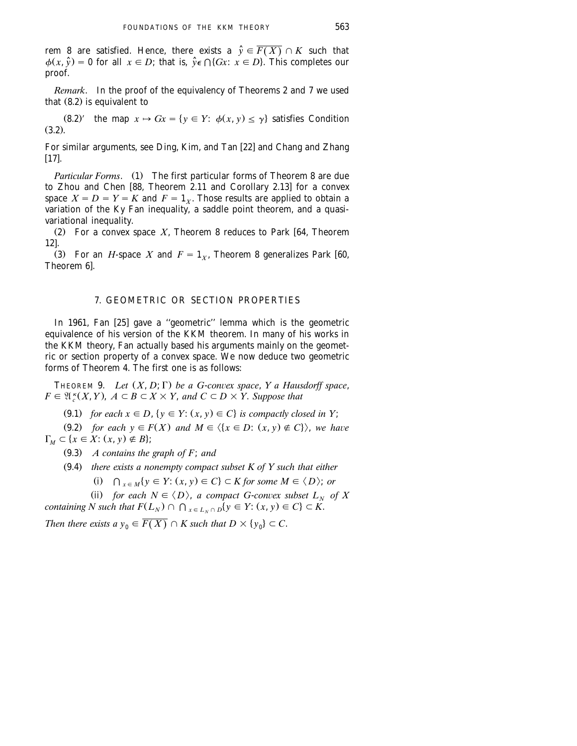rem 8 are satisfied. Hence, there exists a $\hat{y} \in \overline{F(X)} \cap K$ such that $\phi(x, \hat{y}) = 0$ for all $x \in D$; that is, $\hat{y} \in \bigcap\{Gx: x \in D\}$. This completes our proof.

*Remark*. In the proof of the equivalency of Theorems 2 and 7 we used that (8.2) is equivalent to

(8.2)′ the map $x \mapsto Gx = \{y \in Y: \phi(x, y) \leq \gamma\}$ satisfies Condition (3.2).

For similar arguments, see Ding, Kim, and Tan [22] and Chang and Zhang [17].

*Particular Forms*. (1) The first particular forms of Theorem 8 are due to Zhou and Chen [88, Theorem 2.11 and Corollary 2.13] for a convex space $X = D = Y = K$ and $F = 1_X$. Those results are applied to obtain a variation of the Ky Fan inequality, a saddle point theorem, and a quasi-variational inequality.

(2) For a convex space $X$, Theorem 8 reduces to Park [64, Theorem 12].

(3) For an $H$-space $X$ and $F = 1_X$, Theorem 8 generalizes Park [60, Theorem 6].

## 7. GEOMETRIC OR SECTION PROPERTIES

In 1961, Fan [25] gave a "geometric" lemma which is the geometric equivalence of his version of the KKM theorem. In many of his works in the KKM theory, Fan actually based his arguments mainly on the geometric or section property of a convex space. We now deduce two geometric forms of Theorem 4. The first one is as follows:

THEOREM 9. *Let $(X, D; \Gamma)$ be a G-convex space, $Y$ a Hausdorff space, $F \in \mathfrak{A}_c^{\kappa}(X, Y)$, $A \subset B \subset X \times Y$, and $C \subset D \times Y$. Suppose that*

(9.1) *for each $x \in D$, $\{y \in Y: (x, y) \in C\}$ is compactly closed in $Y$;*

(9.2) *for each $y \in F(X)$ and $M \in \langle\{x \in D: (x, y) \notin C\}\rangle$, we have $\Gamma_M \subset \{x \in X: (x, y) \notin B\}$;*

(9.3) *$A$ contains the graph of $F$; and*

(9.4) *there exists a nonempty compact subset $K$ of $Y$ such that either*

(i) *$\bigcap_{x \in M}\{y \in Y: (x, y) \in C\} \subset K$ for some $M \in \langle D\rangle$; or*

(ii) *for each $N \in \langle D\rangle$, a compact G-convex subset $L_N$ of $X$ containing $N$ such that $F(L_N) \cap \bigcap_{x \in L_N \cap D}\{y \in Y: (x, y) \in C\} \subset K$.*

*Then there exists a $y_0 \in \overline{F(X)} \cap K$ such that $D \times \{y_0\} \subset C$.*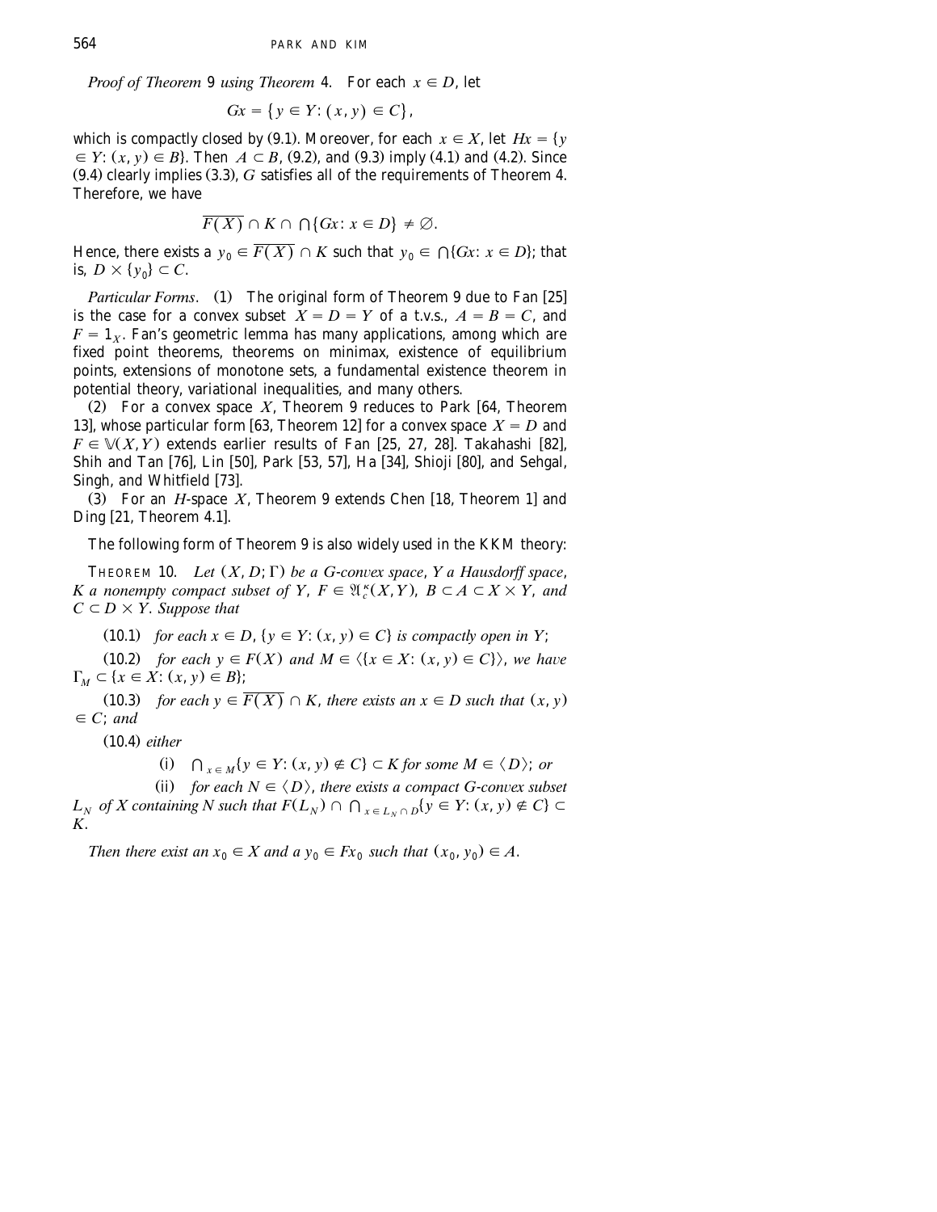*Proof of Theorem* 9 *using Theorem* 4. For each $x \in D$, let

$$Gx = \{ y \in Y : (x, y) \in C \},$$

which is compactly closed by (9.1). Moreover, for each $x \in X$, let $Hx = \{y \in Y : (x, y) \in B\}$. Then $A \subset B$, (9.2), and (9.3) imply (4.1) and (4.2). Since (9.4) clearly implies (3.3), $G$ satisfies all of the requirements of Theorem 4. Therefore, we have

$$\overline{F(X)} \cap K \cap \bigcap \{ Gx : x \in D \} \neq \varnothing.$$

Hence, there exists a $y_0 \in \overline{F(X)} \cap K$ such that $y_0 \in \bigcap \{Gx : x \in D\}$; that is, $D \times \{y_0\} \subset C$.

*Particular Forms*. (1) The original form of Theorem 9 due to Fan [25] is the case for a convex subset $X = D = Y$ of a t.v.s., $A = B = C$, and $F = 1_X$. Fan's geometric lemma has many applications, among which are fixed point theorems, theorems on minimax, existence of equilibrium points, extensions of monotone sets, a fundamental existence theorem in potential theory, variational inequalities, and many others.

(2) For a convex space $X$, Theorem 9 reduces to Park [64, Theorem 13], whose particular form [63, Theorem 12] for a convex space $X = D$ and $F \in \mathbb{V}(X, Y)$ extends earlier results of Fan [25, 27, 28]. Takahashi [82], Shih and Tan [76], Lin [50], Park [53, 57], Ha [34], Shioji [80], and Sehgal, Singh, and Whitfield [73].

(3) For an $H$-space $X$, Theorem 9 extends Chen [18, Theorem 1] and Ding [21, Theorem 4.1].

The following form of Theorem 9 is also widely used in the KKM theory:

THEOREM 10. *Let $(X, D; \Gamma)$ be a G-convex space, $Y$ a Hausdorff space, $K$ a nonempty compact subset of $Y$, $F \in \mathfrak{A}_c^{\kappa}(X, Y)$, $B \subset A \subset X \times Y$, and $C \subset D \times Y$. Suppose that*

(10.1) *for each $x \in D$, $\{y \in Y : (x, y) \in C\}$ is compactly open in $Y$;*

(10.2) *for each $y \in F(X)$ and $M \in \langle \{x \in X : (x, y) \in C\} \rangle$, we have $\Gamma_M \subset \{x \in X : (x, y) \in B\}$;*

(10.3) *for each $y \in \overline{F(X)} \cap K$, there exists an $x \in D$ such that $(x, y) \in C$; and*

(10.4) *either*

(i) *$\bigcap_{x \in M} \{y \in Y : (x, y) \notin C\} \subset K$ for some $M \in \langle D \rangle$; or*

(ii) *for each $N \in \langle D \rangle$, there exists a compact G-convex subset $L_N$ of $X$ containing $N$ such that $F(L_N) \cap \bigcap_{x \in L_N \cap D} \{y \in Y : (x, y) \notin C\} \subset K$.*

*Then there exist an $x_0 \in X$ and a $y_0 \in Fx_0$ such that $(x_0, y_0) \in A$.*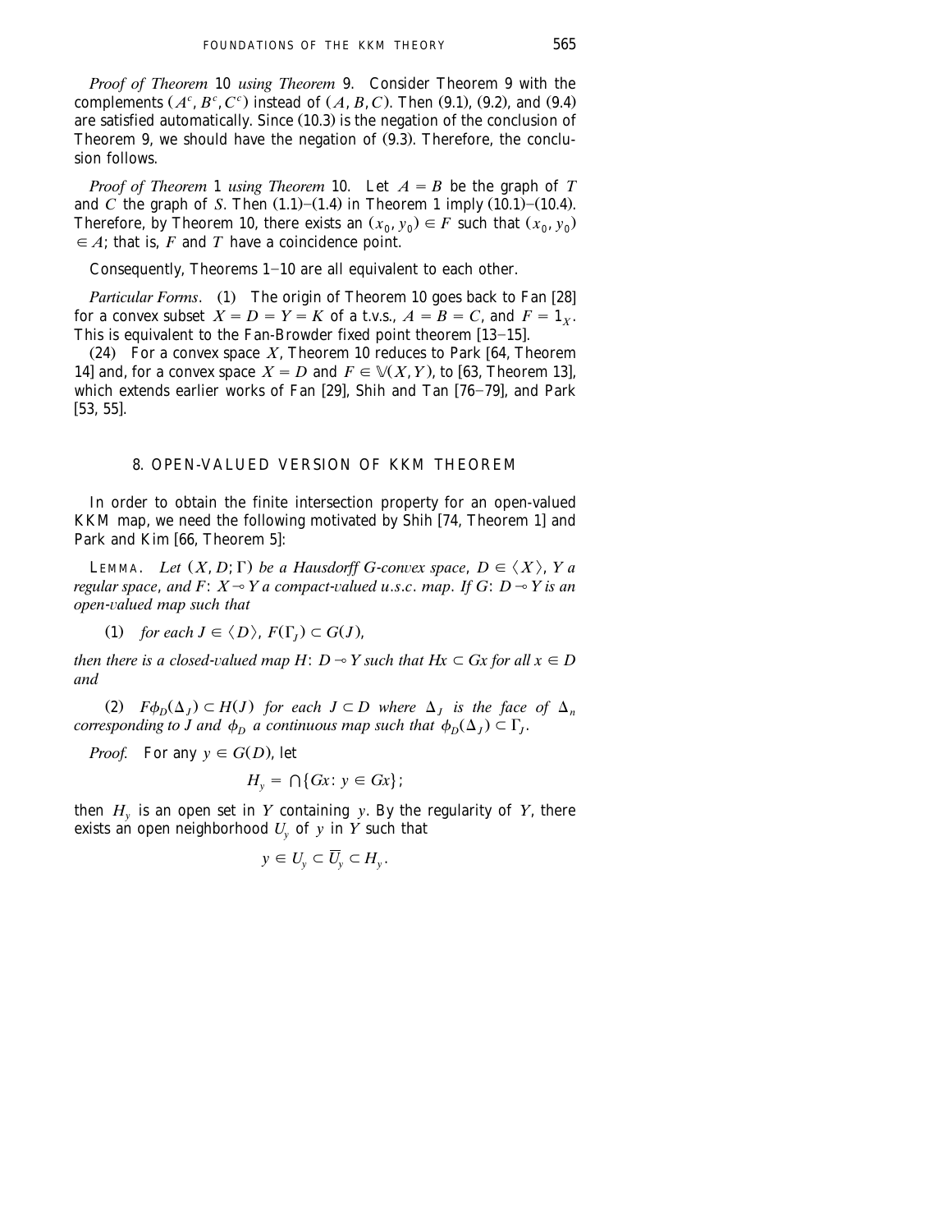*Proof of Theorem* 10 *using Theorem* 9. Consider Theorem 9 with the complements $(A^c, B^c, C^c)$ instead of $(A, B, C)$. Then (9.1), (9.2), and (9.4) are satisfied automatically. Since (10.3) is the negation of the conclusion of Theorem 9, we should have the negation of (9.3). Therefore, the conclusion follows.

*Proof of Theorem* 1 *using Theorem* 10. Let $A = B$ be the graph of $T$ and $C$ the graph of $S$. Then (1.1)–(1.4) in Theorem 1 imply (10.1)–(10.4). Therefore, by Theorem 10, there exists an $(x_0, y_0) \in F$ such that $(x_0, y_0) \in A$; that is, $F$ and $T$ have a coincidence point.

Consequently, Theorems 1–10 are all equivalent to each other.

*Particular Forms*. (1) The origin of Theorem 10 goes back to Fan [28] for a convex subset $X = D = Y = K$ of a t.v.s., $A = B = C$, and $F = 1_X$. This is equivalent to the Fan-Browder fixed point theorem [13–15].

(24) For a convex space $X$, Theorem 10 reduces to Park [64, Theorem 14] and, for a convex space $X = D$ and $F \in \mathbb{V}(X, Y)$, to [63, Theorem 13], which extends earlier works of Fan [29], Shih and Tan [76–79], and Park [53, 55].

## 8. OPEN-VALUED VERSION OF KKM THEOREM

In order to obtain the finite intersection property for an open-valued KKM map, we need the following motivated by Shih [74, Theorem 1] and Park and Kim [66, Theorem 5]:

LEMMA. *Let $(X, D; \Gamma)$ be a Hausdorff G-convex space, $D \in \langle X \rangle$, $Y$ a regular space, and $F: X \multimap Y$ a compact-valued u.s.c. map. If $G: D \multimap Y$ is an open-valued map such that*

(1) *for each $J \in \langle D \rangle$, $F(\Gamma_J) \subset G(J)$,*

*then there is a closed-valued map $H: D \multimap Y$ such that $Hx \subset Gx$ for all $x \in D$ and*

(2) *$F\phi_D(\Delta_J) \subset H(J)$ for each $J \subset D$ where $\Delta_J$ is the face of $\Delta_n$ corresponding to $J$ and $\phi_D$ a continuous map such that $\phi_D(\Delta_J) \subset \Gamma_J$.*

*Proof.* For any $y \in G(D)$, let

$$H_y = \bigcap \{Gx: y \in Gx\};$$

then $H_y$ is an open set in $Y$ containing $y$. By the regularity of $Y$, there exists an open neighborhood $U_y$ of $y$ in $Y$ such that

$$y \in U_y \subset \overline{U}_y \subset H_y.$$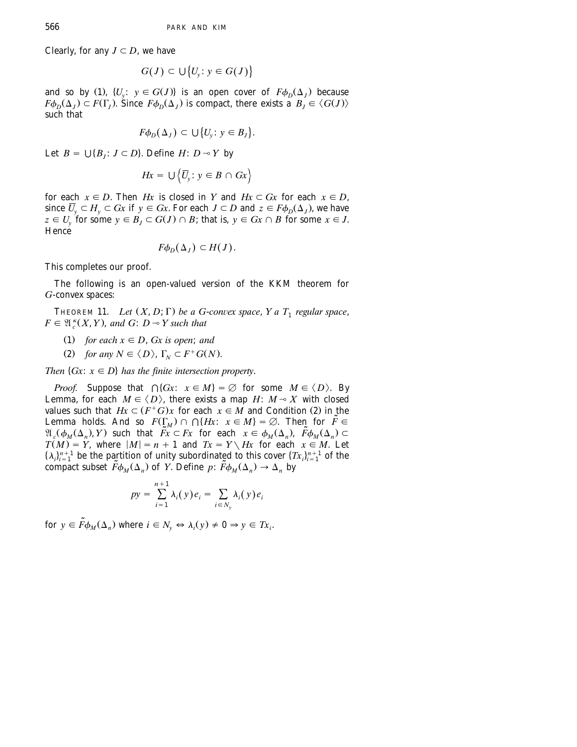Clearly, for any $J \subset D$, we have

$$G(J) \subset \bigcup\{U_y: y \in G(J)\}$$

and so by (1), $\{U_y: y \in G(J)\}$ is an open cover of $F\phi_D(\Delta_J)$ because $F\phi_D(\Delta_J) \subset F(\Gamma_J)$. Since $F\phi_D(\Delta_J)$ is compact, there exists a $B_J \in \langle G(J)\rangle$ such that

$$F\phi_D(\Delta_J) \subset \bigcup\{U_y: y \in B_J\}.$$

Let $B = \bigcup\{B_J: J \subset D\}$. Define $H: D \multimap Y$ by

$$Hx = \bigcup\left\{\overline{U}_y: y \in B \cap Gx\right\}$$

for each $x \in D$. Then $Hx$ is closed in $Y$ and $Hx \subset Gx$ for each $x \in D$, since $\overline{U}_y \subset H_y \subset Gx$ if $y \in Gx$. For each $J \subset D$ and $z \in F\phi_D(\Delta_J)$, we have $z \in U_y$ for some $y \in B_J \subset G(J) \cap B$; that is, $y \in Gx \cap B$ for some $x \in J$. Hence

$$F\phi_D(\Delta_J) \subset H(J).$$

This completes our proof.

The following is an open-valued version of the KKM theorem for $G$-convex spaces:

THEOREM 11. *Let $(X, D; \Gamma)$ be a $G$-convex space, $Y$ a $T_1$ regular space, $F \in \mathfrak{A}_c^\kappa(X, Y)$, and $G: D \multimap Y$ such that*

(1) *for each $x \in D$, $Gx$ is open; and*

(2) *for any $N \in \langle D\rangle$, $\Gamma_N \subset F^+G(N)$.*

*Then $\{Gx: x \in D\}$ has the finite intersection property.*

*Proof.* Suppose that $\bigcap\{Gx: x \in M\} = \varnothing$ for some $M \in \langle D\rangle$. By Lemma, for each $M \in \langle D\rangle$, there exists a map $H: M \multimap X$ with closed values such that $Hx \subset (F^+G)x$ for each $x \in M$ and Condition (2) in the Lemma holds. And so $F(\Gamma_M) \cap \bigcap\{Hx: x \in M\} = \varnothing$. Then for $\tilde{F} \in \mathfrak{A}_c(\phi_M(\Delta_n), Y)$ such that $\tilde{F}x \subset Fx$ for each $x \in \phi_M(\Delta_n)$, $\tilde{F}\phi_M(\Delta_n) \subset T(M) = Y$, where $|M| = n + 1$ and $Tx = Y \setminus Hx$ for each $x \in M$. Let $\{\lambda_i\}_{i=1}^{n+1}$ be the partition of unity subordinated to this cover $\{Tx_i\}_{i=1}^{n+1}$ of the compact subset $\tilde{F}\phi_M(\Delta_n)$ of $Y$. Define $p: \tilde{F}\phi_M(\Delta_n) \to \Delta_n$ by

$$py = \sum_{i=1}^{n+1} \lambda_i(y)e_i = \sum_{i \in N_y} \lambda_i(y)e_i$$

for $y \in \tilde{F}\phi_M(\Delta_n)$ where $i \in N_y \Leftrightarrow \lambda_i(y) \neq 0 \Rightarrow y \in Tx_i$.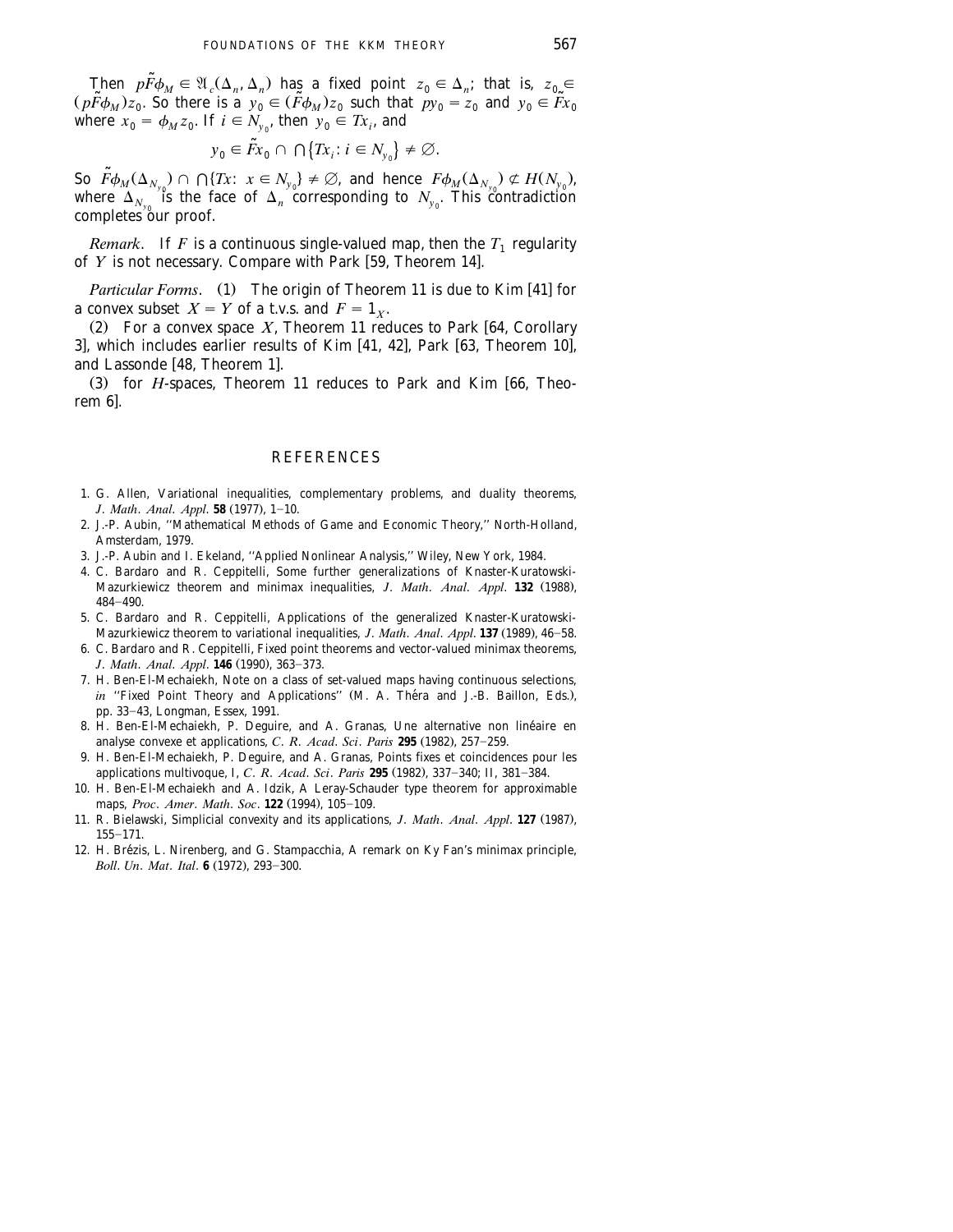Then $p\tilde{F}\phi_M \in \mathfrak{A}_c(\Delta_n, \Delta_n)$ has a fixed point $z_0 \in \Delta_n$; that is, $z_0 \in (p\tilde{F}\phi_M)z_0$. So there is a $y_0 \in (\tilde{F}\phi_M)z_0$ such that $py_0 = z_0$ and $y_0 \in \tilde{F}x_0$ where $x_0 = \phi_M z_0$. If $i \in N_{y_0}$, then $y_0 \in Tx_i$, and

$$y_0 \in \tilde{F}x_0 \cap \bigcap\{Tx_i : i \in N_{y_0}\} \neq \emptyset.$$

So $\tilde{F}\phi_M(\Delta_{N_{y_0}}) \cap \bigcap\{Tx: x \in N_{y_0}\} \neq \emptyset$, and hence $F\phi_M(\Delta_{N_{y_0}}) \not\subset H(N_{y_0})$, where $\Delta_{N_{y_0}}$ is the face of $\Delta_n$ corresponding to $N_{y_0}$. This contradiction completes our proof.

*Remark*. If $F$ is a continuous single-valued map, then the $T_1$ regularity of $Y$ is not necessary. Compare with Park [59, Theorem 14].

*Particular Forms*. (1) The origin of Theorem 11 is due to Kim [41] for a convex subset $X = Y$ of a t.v.s. and $F = 1_X$.

(2) For a convex space $X$, Theorem 11 reduces to Park [64, Corollary 3], which includes earlier results of Kim [41, 42], Park [63, Theorem 10], and Lassonde [48, Theorem 1].

(3) for $H$-spaces, Theorem 11 reduces to Park and Kim [66, Theorem 6].

## REFERENCES

1. G. Allen, Variational inequalities, complementary problems, and duality theorems, *J. Math. Anal. Appl.* **58** (1977), 1–10.
2. J.-P. Aubin, "Mathematical Methods of Game and Economic Theory," North-Holland, Amsterdam, 1979.
3. J.-P. Aubin and I. Ekeland, "Applied Nonlinear Analysis," Wiley, New York, 1984.
4. C. Bardaro and R. Ceppitelli, Some further generalizations of Knaster-Kuratowski-Mazurkiewicz theorem and minimax inequalities, *J. Math. Anal. Appl.* **132** (1988), 484–490.
5. C. Bardaro and R. Ceppitelli, Applications of the generalized Knaster-Kuratowski-Mazurkiewicz theorem to variational inequalities, *J. Math. Anal. Appl.* **137** (1989), 46–58.
6. C. Bardaro and R. Ceppitelli, Fixed point theorems and vector-valued minimax theorems, *J. Math. Anal. Appl.* **146** (1990), 363–373.
7. H. Ben-El-Mechaiekh, Note on a class of set-valued maps having continuous selections, *in* "Fixed Point Theory and Applications" (M. A. Théra and J.-B. Baillon, Eds.), pp. 33–43, Longman, Essex, 1991.
8. H. Ben-El-Mechaiekh, P. Deguire, and A. Granas, Une alternative non linéaire en analyse convexe et applications, *C. R. Acad. Sci. Paris* **295** (1982), 257–259.
9. H. Ben-El-Mechaiekh, P. Deguire, and A. Granas, Points fixes et coincidences pour les applications multivoque, I, *C. R. Acad. Sci. Paris* **295** (1982), 337–340; II, 381–384.
10. H. Ben-El-Mechaiekh and A. Idzik, A Leray-Schauder type theorem for approximable maps, *Proc. Amer. Math. Soc.* **122** (1994), 105–109.
11. R. Bielawski, Simplicial convexity and its applications, *J. Math. Anal. Appl.* **127** (1987), 155–171.
12. H. Brézis, L. Nirenberg, and G. Stampacchia, A remark on Ky Fan's minimax principle, *Boll. Un. Mat. Ital.* **6** (1972), 293–300.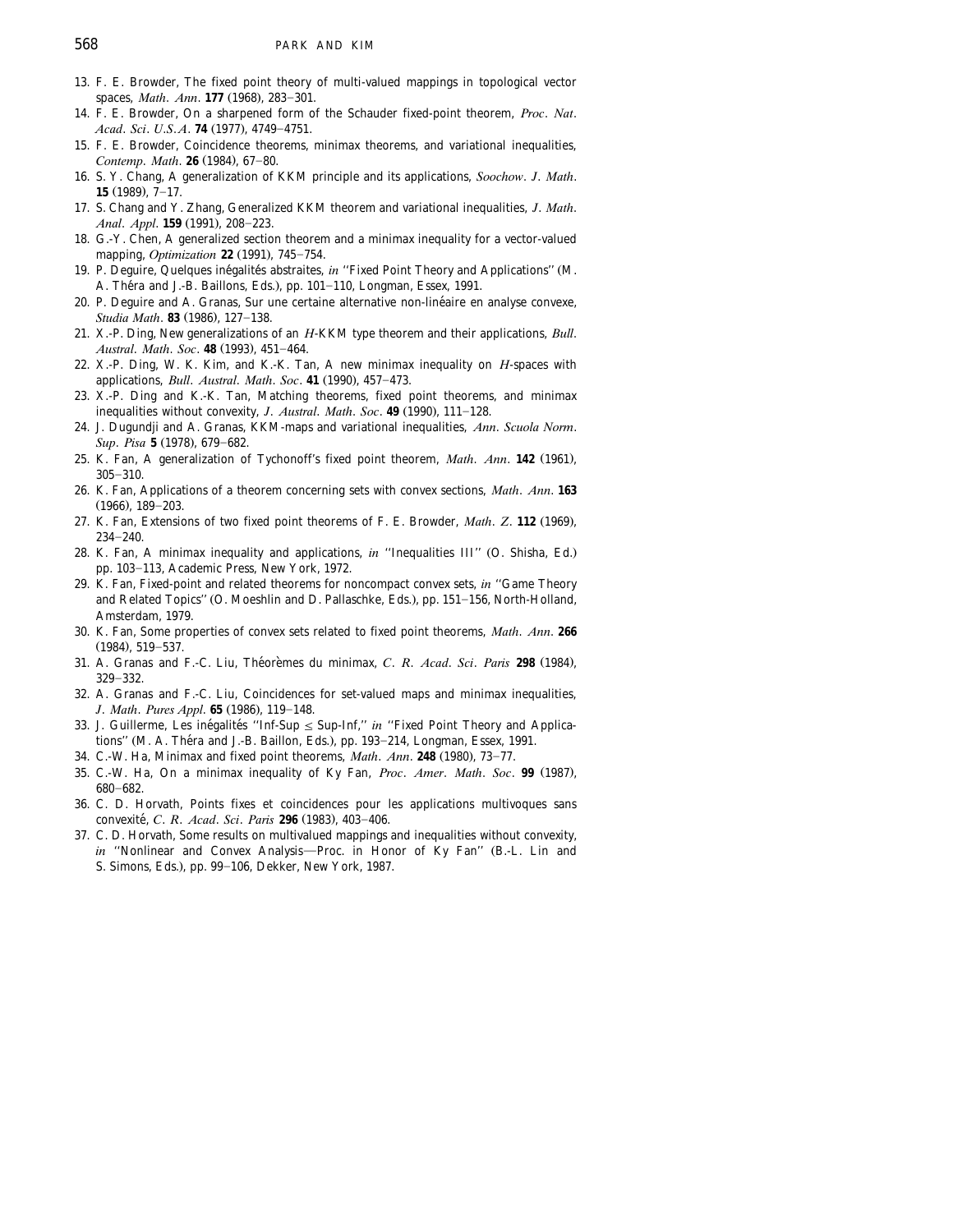13. F. E. Browder, The fixed point theory of multi-valued mappings in topological vector spaces, *Math. Ann.* **177** (1968), 283–301.
14. F. E. Browder, On a sharpened form of the Schauder fixed-point theorem, *Proc. Nat. Acad. Sci. U.S.A.* **74** (1977), 4749–4751.
15. F. E. Browder, Coincidence theorems, minimax theorems, and variational inequalities, *Contemp. Math.* **26** (1984), 67–80.
16. S. Y. Chang, A generalization of KKM principle and its applications, *Soochow. J. Math.* **15** (1989), 7–17.
17. S. Chang and Y. Zhang, Generalized KKM theorem and variational inequalities, *J. Math. Anal. Appl.* **159** (1991), 208–223.
18. G.-Y. Chen, A generalized section theorem and a minimax inequality for a vector-valued mapping, *Optimization* **22** (1991), 745–754.
19. P. Deguire, Quelques inégalités abstraites, *in* "Fixed Point Theory and Applications" (M. A. Théra and J.-B. Baillons, Eds.), pp. 101–110, Longman, Essex, 1991.
20. P. Deguire and A. Granas, Sur une certaine alternative non-linéaire en analyse convexe, *Studia Math.* **83** (1986), 127–138.
21. X.-P. Ding, New generalizations of an $H$-KKM type theorem and their applications, *Bull. Austral. Math. Soc.* **48** (1993), 451–464.
22. X.-P. Ding, W. K. Kim, and K.-K. Tan, A new minimax inequality on $H$-spaces with applications, *Bull. Austral. Math. Soc.* **41** (1990), 457–473.
23. X.-P. Ding and K.-K. Tan, Matching theorems, fixed point theorems, and minimax inequalities without convexity, *J. Austral. Math. Soc.* **49** (1990), 111–128.
24. J. Dugundji and A. Granas, KKM-maps and variational inequalities, *Ann. Scuola Norm. Sup. Pisa* **5** (1978), 679–682.
25. K. Fan, A generalization of Tychonoff's fixed point theorem, *Math. Ann.* **142** (1961), 305–310.
26. K. Fan, Applications of a theorem concerning sets with convex sections, *Math. Ann.* **163** (1966), 189–203.
27. K. Fan, Extensions of two fixed point theorems of F. E. Browder, *Math. Z.* **112** (1969), 234–240.
28. K. Fan, A minimax inequality and applications, *in* "Inequalities III" (O. Shisha, Ed.) pp. 103–113, Academic Press, New York, 1972.
29. K. Fan, Fixed-point and related theorems for noncompact convex sets, *in* "Game Theory and Related Topics" (O. Moeshlin and D. Pallaschke, Eds.), pp. 151–156, North-Holland, Amsterdam, 1979.
30. K. Fan, Some properties of convex sets related to fixed point theorems, *Math. Ann.* **266** (1984), 519–537.
31. A. Granas and F.-C. Liu, Théorèmes du minimax, *C. R. Acad. Sci. Paris* **298** (1984), 329–332.
32. A. Granas and F.-C. Liu, Coincidences for set-valued maps and minimax inequalities, *J. Math. Pures Appl.* **65** (1986), 119–148.
33. J. Guillerme, Les inégalités "Inf-Sup $\leq$ Sup-Inf," *in* "Fixed Point Theory and Applications" (M. A. Théra and J.-B. Baillon, Eds.), pp. 193–214, Longman, Essex, 1991.
34. C.-W. Ha, Minimax and fixed point theorems, *Math. Ann.* **248** (1980), 73–77.
35. C.-W. Ha, On a minimax inequality of Ky Fan, *Proc. Amer. Math. Soc.* **99** (1987), 680–682.
36. C. D. Horvath, Points fixes et coincidences pour les applications multivoques sans convexité, *C. R. Acad. Sci. Paris* **296** (1983), 403–406.
37. C. D. Horvath, Some results on multivalued mappings and inequalities without convexity, *in* "Nonlinear and Convex Analysis—Proc. in Honor of Ky Fan" (B.-L. Lin and S. Simons, Eds.), pp. 99–106, Dekker, New York, 1987.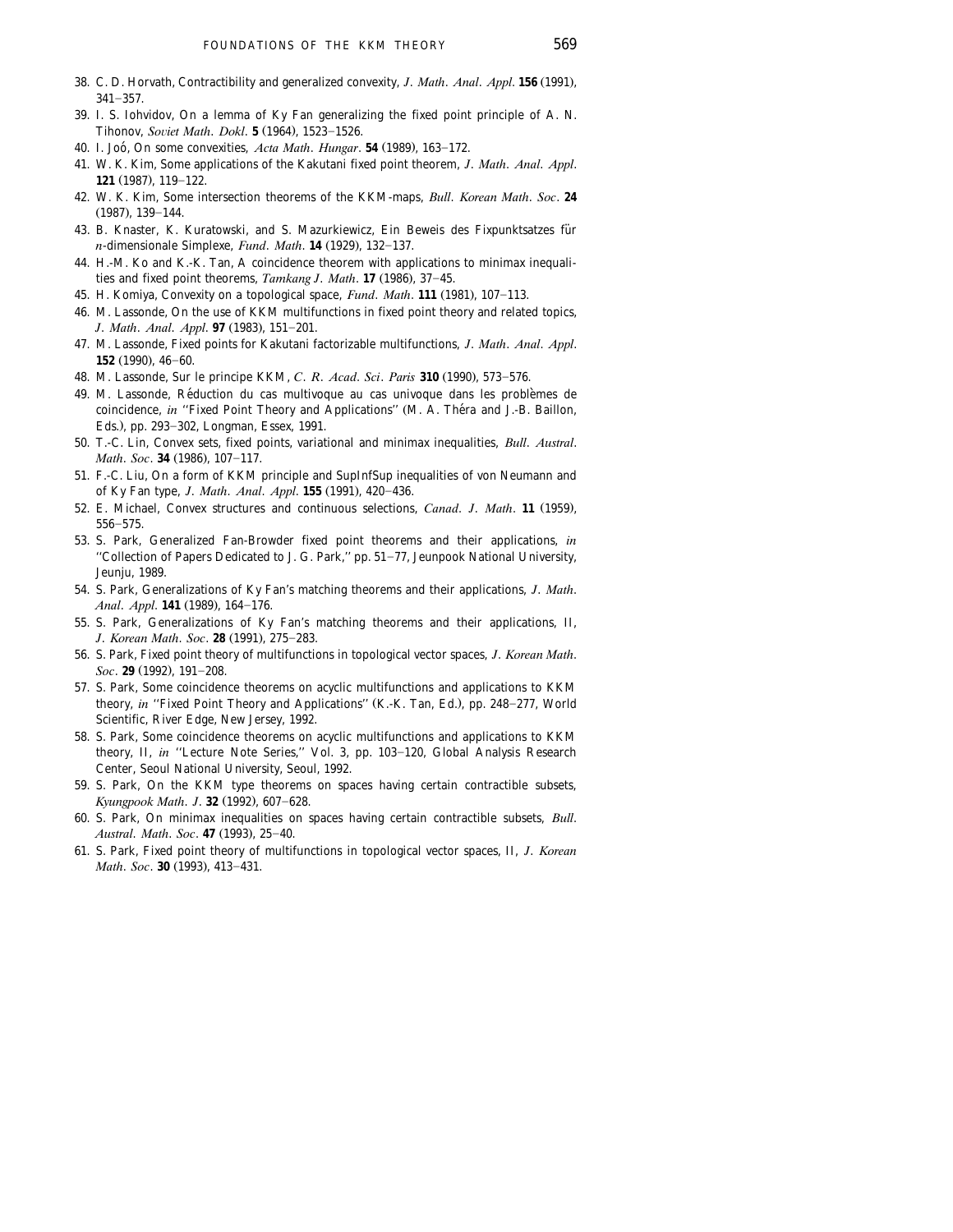38. C. D. Horvath, Contractibility and generalized convexity, *J. Math. Anal. Appl.* **156** (1991), 341–357.
39. I. S. Iohvidov, On a lemma of Ky Fan generalizing the fixed point principle of A. N. Tihonov, *Soviet Math. Dokl.* **5** (1964), 1523–1526.
40. I. Joó, On some convexities, *Acta Math. Hungar.* **54** (1989), 163–172.
41. W. K. Kim, Some applications of the Kakutani fixed point theorem, *J. Math. Anal. Appl.* **121** (1987), 119–122.
42. W. K. Kim, Some intersection theorems of the KKM-maps, *Bull. Korean Math. Soc.* **24** (1987), 139–144.
43. B. Knaster, K. Kuratowski, and S. Mazurkiewicz, Ein Beweis des Fixpunktsatzes für $n$-dimensionale Simplexe, *Fund. Math.* **14** (1929), 132–137.
44. H.-M. Ko and K.-K. Tan, A coincidence theorem with applications to minimax inequalities and fixed point theorems, *Tamkang J. Math.* **17** (1986), 37–45.
45. H. Komiya, Convexity on a topological space, *Fund. Math.* **111** (1981), 107–113.
46. M. Lassonde, On the use of KKM multifunctions in fixed point theory and related topics, *J. Math. Anal. Appl.* **97** (1983), 151–201.
47. M. Lassonde, Fixed points for Kakutani factorizable multifunctions, *J. Math. Anal. Appl.* **152** (1990), 46–60.
48. M. Lassonde, Sur le principe KKM, *C. R. Acad. Sci. Paris* **310** (1990), 573–576.
49. M. Lassonde, Réduction du cas multivoque au cas univoque dans les problèmes de coincidence, *in* "Fixed Point Theory and Applications" (M. A. Théra and J.-B. Baillon, Eds.), pp. 293–302, Longman, Essex, 1991.
50. T.-C. Lin, Convex sets, fixed points, variational and minimax inequalities, *Bull. Austral. Math. Soc.* **34** (1986), 107–117.
51. F.-C. Liu, On a form of KKM principle and SupInfSup inequalities of von Neumann and of Ky Fan type, *J. Math. Anal. Appl.* **155** (1991), 420–436.
52. E. Michael, Convex structures and continuous selections, *Canad. J. Math.* **11** (1959), 556–575.
53. S. Park, Generalized Fan-Browder fixed point theorems and their applications, *in* "Collection of Papers Dedicated to J. G. Park," pp. 51–77, Jeunpook National University, Jeunju, 1989.
54. S. Park, Generalizations of Ky Fan's matching theorems and their applications, *J. Math. Anal. Appl.* **141** (1989), 164–176.
55. S. Park, Generalizations of Ky Fan's matching theorems and their applications, II, *J. Korean Math. Soc.* **28** (1991), 275–283.
56. S. Park, Fixed point theory of multifunctions in topological vector spaces, *J. Korean Math. Soc.* **29** (1992), 191–208.
57. S. Park, Some coincidence theorems on acyclic multifunctions and applications to KKM theory, *in* "Fixed Point Theory and Applications" (K.-K. Tan, Ed.), pp. 248–277, World Scientific, River Edge, New Jersey, 1992.
58. S. Park, Some coincidence theorems on acyclic multifunctions and applications to KKM theory, II, *in* "Lecture Note Series," Vol. 3, pp. 103–120, Global Analysis Research Center, Seoul National University, Seoul, 1992.
59. S. Park, On the KKM type theorems on spaces having certain contractible subsets, *Kyungpook Math. J.* **32** (1992), 607–628.
60. S. Park, On minimax inequalities on spaces having certain contractible subsets, *Bull. Austral. Math. Soc.* **47** (1993), 25–40.
61. S. Park, Fixed point theory of multifunctions in topological vector spaces, II, *J. Korean Math. Soc.* **30** (1993), 413–431.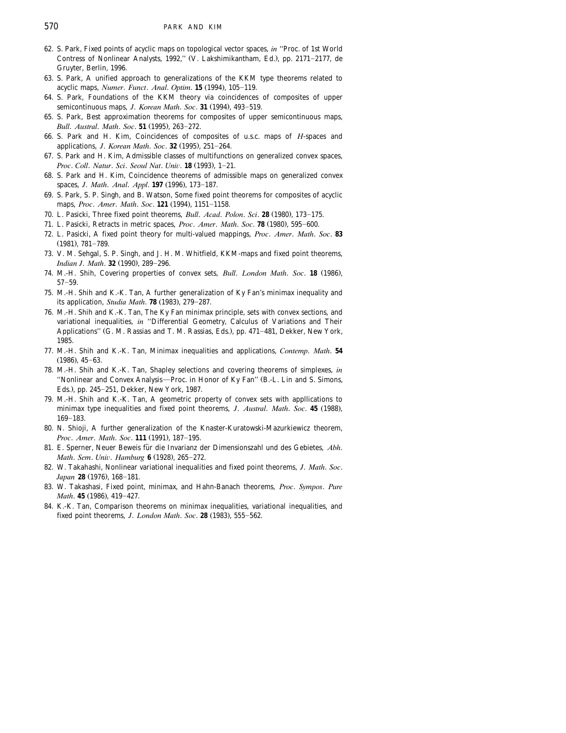62. S. Park, Fixed points of acyclic maps on topological vector spaces, *in* ''Proc. of 1st World Contress of Nonlinear Analysts, 1992,'' (V. Lakshimikantham, Ed.), pp. 2171–2177, de Gruyter, Berlin, 1996.
63. S. Park, A unified approach to generalizations of the KKM type theorems related to acyclic maps, *Numer. Funct. Anal. Optim.* **15** (1994), 105–119.
64. S. Park, Foundations of the KKM theory via coincidences of composites of upper semicontinuous maps, *J. Korean Math. Soc.* **31** (1994), 493–519.
65. S. Park, Best approximation theorems for composites of upper semicontinuous maps, *Bull. Austral. Math. Soc.* **51** (1995), 263–272.
66. S. Park and H. Kim, Coincidences of composites of u.s.c. maps of $H$-spaces and applications, *J. Korean Math. Soc.* **32** (1995), 251–264.
67. S. Park and H. Kim, Admissible classes of multifunctions on generalized convex spaces, *Proc. Coll. Natur. Sci. Seoul Nat. Univ.* **18** (1993), 1–21.
68. S. Park and H. Kim, Coincidence theorems of admissible maps on generalized convex spaces, *J. Math. Anal. Appl.* **197** (1996), 173–187.
69. S. Park, S. P. Singh, and B. Watson, Some fixed point theorems for composites of acyclic maps, *Proc. Amer. Math. Soc.* **121** (1994), 1151–1158.
70. L. Pasicki, Three fixed point theorems, *Bull. Acad. Polon. Sci.* **28** (1980), 173–175.
71. L. Pasicki, Retracts in metric spaces, *Proc. Amer. Math. Soc.* **78** (1980), 595–600.
72. L. Pasicki, A fixed point theory for multi-valued mappings, *Proc. Amer. Math. Soc.* **83** (1981), 781–789.
73. V. M. Sehgal, S. P. Singh, and J. H. M. Whitfield, KKM-maps and fixed point theorems, *Indian J. Math.* **32** (1990), 289–296.
74. M.-H. Shih, Covering properties of convex sets, *Bull. London Math. Soc.* **18** (1986), 57–59.
75. M.-H. Shih and K.-K. Tan, A further generalization of Ky Fan's minimax inequality and its application, *Studia Math.* **78** (1983), 279–287.
76. M.-H. Shih and K.-K. Tan, The Ky Fan minimax principle, sets with convex sections, and variational inequalities, *in* ''Differential Geometry, Calculus of Variations and Their Applications'' (G. M. Rassias and T. M. Rassias, Eds.), pp. 471–481, Dekker, New York, 1985.
77. M.-H. Shih and K.-K. Tan, Minimax inequalities and applications, *Contemp. Math.* **54** (1986), 45–63.
78. M.-H. Shih and K.-K. Tan, Shapley selections and covering theorems of simplexes, *in* ''Nonlinear and Convex Analysis—Proc. in Honor of Ky Fan'' (B.-L. Lin and S. Simons, Eds.), pp. 245–251, Dekker, New York, 1987.
79. M.-H. Shih and K.-K. Tan, A geometric property of convex sets with appllications to minimax type inequalities and fixed point theorems, *J. Austral. Math. Soc.* **45** (1988), 169–183.
80. N. Shioji, A further generalization of the Knaster-Kuratowski-Mazurkiewicz theorem, *Proc. Amer. Math. Soc.* **111** (1991), 187–195.
81. E. Sperner, Neuer Beweis für die Invarianz der Dimensionszahl und des Gebietes, *Abh. Math. Sem. Univ. Hamburg* **6** (1928), 265–272.
82. W. Takahashi, Nonlinear variational inequalities and fixed point theorems, *J. Math. Soc. Japan* **28** (1976), 168–181.
83. W. Takashasi, Fixed point, minimax, and Hahn-Banach theorems, *Proc. Sympos. Pure Math.* **45** (1986), 419–427.
84. K.-K. Tan, Comparison theorems on minimax inequalities, variational inequalities, and fixed point theorems, *J. London Math. Soc.* **28** (1983), 555–562.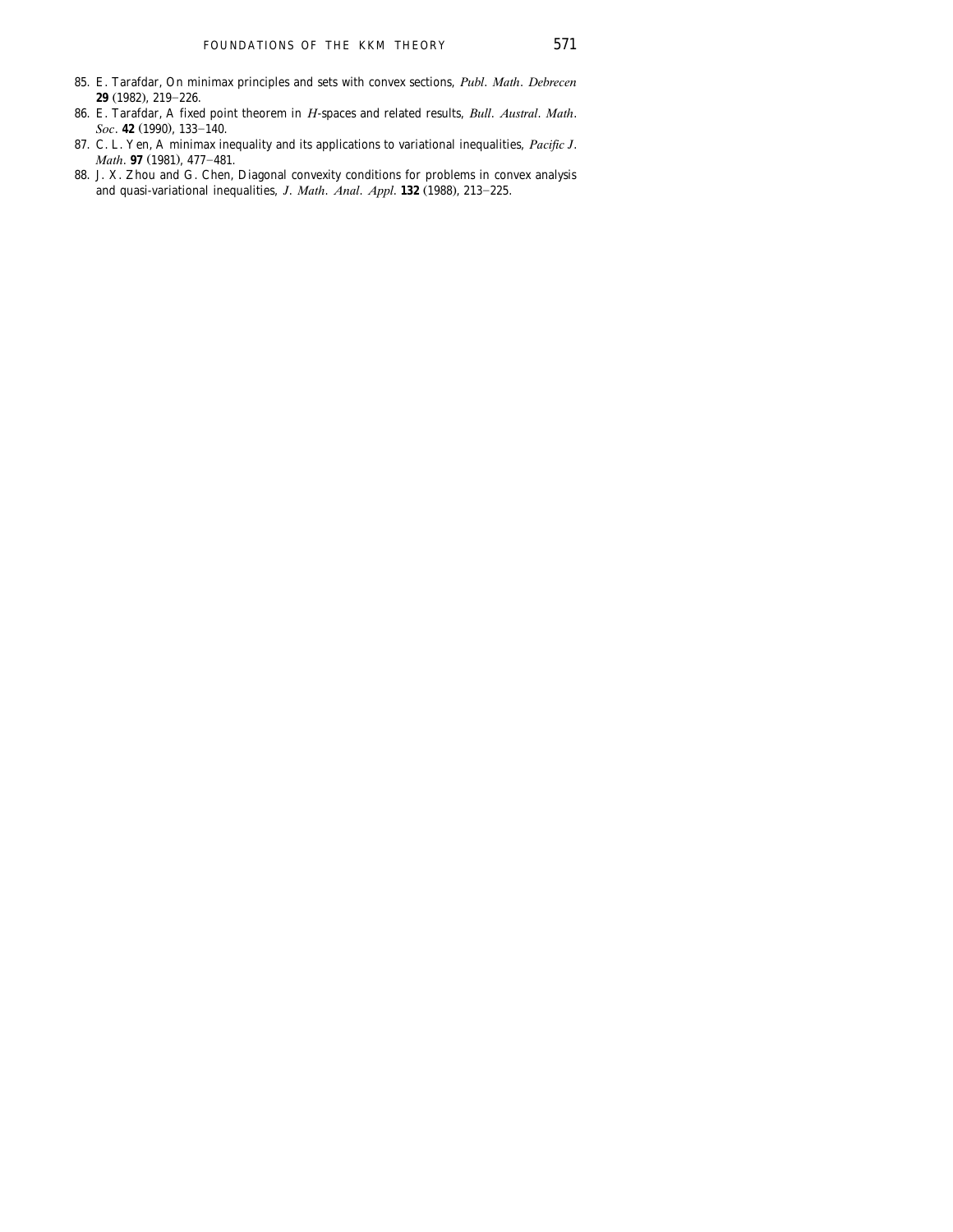85. E. Tarafdar, On minimax principles and sets with convex sections, *Publ. Math. Debrecen* **29** (1982), 219–226.
86. E. Tarafdar, A fixed point theorem in $H$-spaces and related results, *Bull. Austral. Math. Soc.* **42** (1990), 133–140.
87. C. L. Yen, A minimax inequality and its applications to variational inequalities, *Pacific J. Math.* **97** (1981), 477–481.
88. J. X. Zhou and G. Chen, Diagonal convexity conditions for problems in convex analysis and quasi-variational inequalities, *J. Math. Anal. Appl.* **132** (1988), 213–225.